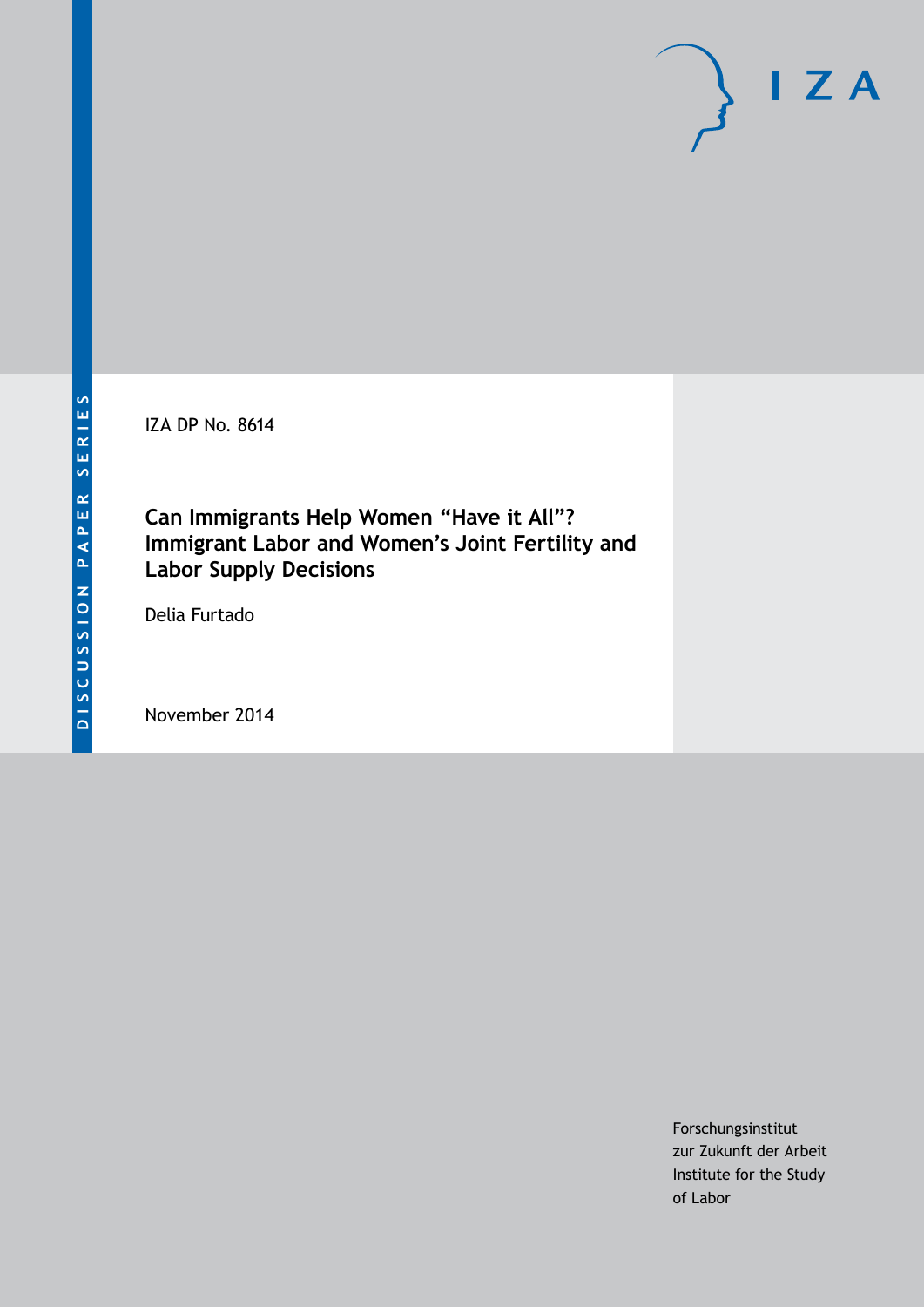IZA

DISCUSSION PAPER SERIES

IZA DP No. 8614

# Can Immigrants Help Women "Have it All"? Immigrant Labor and Women's Joint Fertility and Labor Supply Decisions

Delia Furtado

November 2014

Forschungsinstitut
zur Zukunft der Arbeit
Institute for the Study
of Labor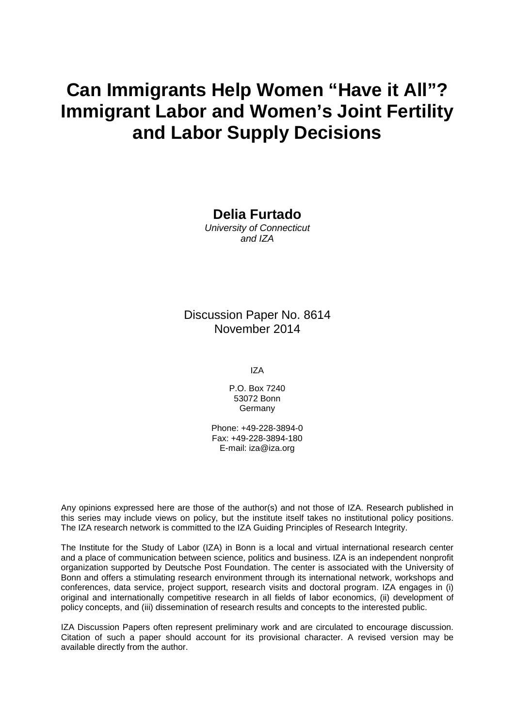# Can Immigrants Help Women "Have it All"? Immigrant Labor and Women's Joint Fertility and Labor Supply Decisions

**Delia Furtado**
*University of Connecticut and IZA*

Discussion Paper No. 8614
November 2014

IZA

P.O. Box 7240
53072 Bonn
Germany

Phone: +49-228-3894-0
Fax: +49-228-3894-180
E-mail: iza@iza.org

Any opinions expressed here are those of the author(s) and not those of IZA. Research published in this series may include views on policy, but the institute itself takes no institutional policy positions. The IZA research network is committed to the IZA Guiding Principles of Research Integrity.

The Institute for the Study of Labor (IZA) in Bonn is a local and virtual international research center and a place of communication between science, politics and business. IZA is an independent nonprofit organization supported by Deutsche Post Foundation. The center is associated with the University of Bonn and offers a stimulating research environment through its international network, workshops and conferences, data service, project support, research visits and doctoral program. IZA engages in (i) original and internationally competitive research in all fields of labor economics, (ii) development of policy concepts, and (iii) dissemination of research results and concepts to the interested public.

IZA Discussion Papers often represent preliminary work and are circulated to encourage discussion. Citation of such a paper should account for its provisional character. A revised version may be available directly from the author.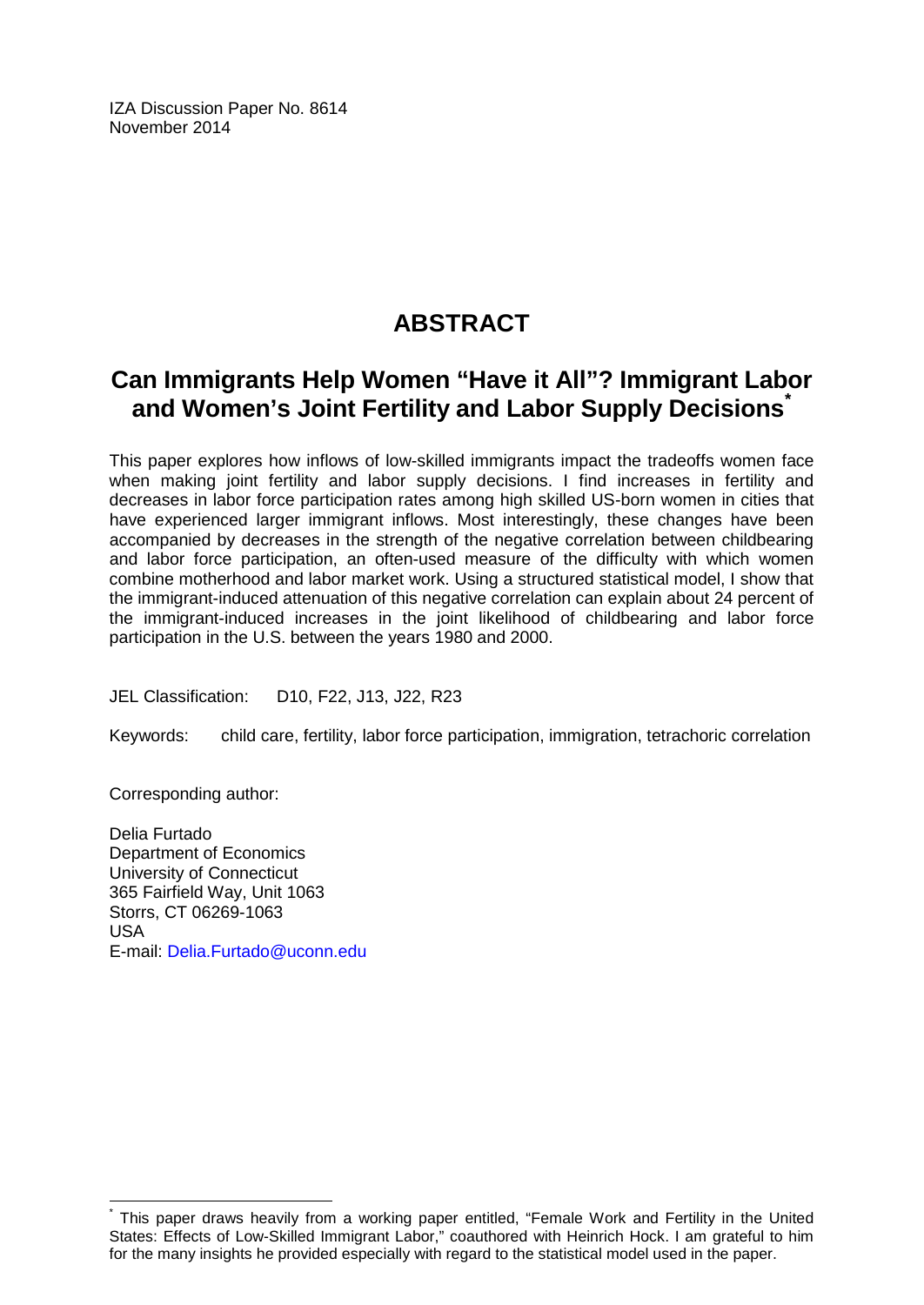IZA Discussion Paper No. 8614
November 2014

# ABSTRACT

## Can Immigrants Help Women "Have it All"? Immigrant Labor and Women's Joint Fertility and Labor Supply Decisions*

This paper explores how inflows of low-skilled immigrants impact the tradeoffs women face when making joint fertility and labor supply decisions. I find increases in fertility and decreases in labor force participation rates among high skilled US-born women in cities that have experienced larger immigrant inflows. Most interestingly, these changes have been accompanied by decreases in the strength of the negative correlation between childbearing and labor force participation, an often-used measure of the difficulty with which women combine motherhood and labor market work. Using a structured statistical model, I show that the immigrant-induced attenuation of this negative correlation can explain about 24 percent of the immigrant-induced increases in the joint likelihood of childbearing and labor force participation in the U.S. between the years 1980 and 2000.

JEL Classification: D10, F22, J13, J22, R23

Keywords: child care, fertility, labor force participation, immigration, tetrachoric correlation

Corresponding author:

Delia Furtado
Department of Economics
University of Connecticut
365 Fairfield Way, Unit 1063
Storrs, CT 06269-1063
USA
E-mail: Delia.Furtado@uconn.edu

---

* This paper draws heavily from a working paper entitled, "Female Work and Fertility in the United States: Effects of Low-Skilled Immigrant Labor," coauthored with Heinrich Hock. I am grateful to him for the many insights he provided especially with regard to the statistical model used in the paper.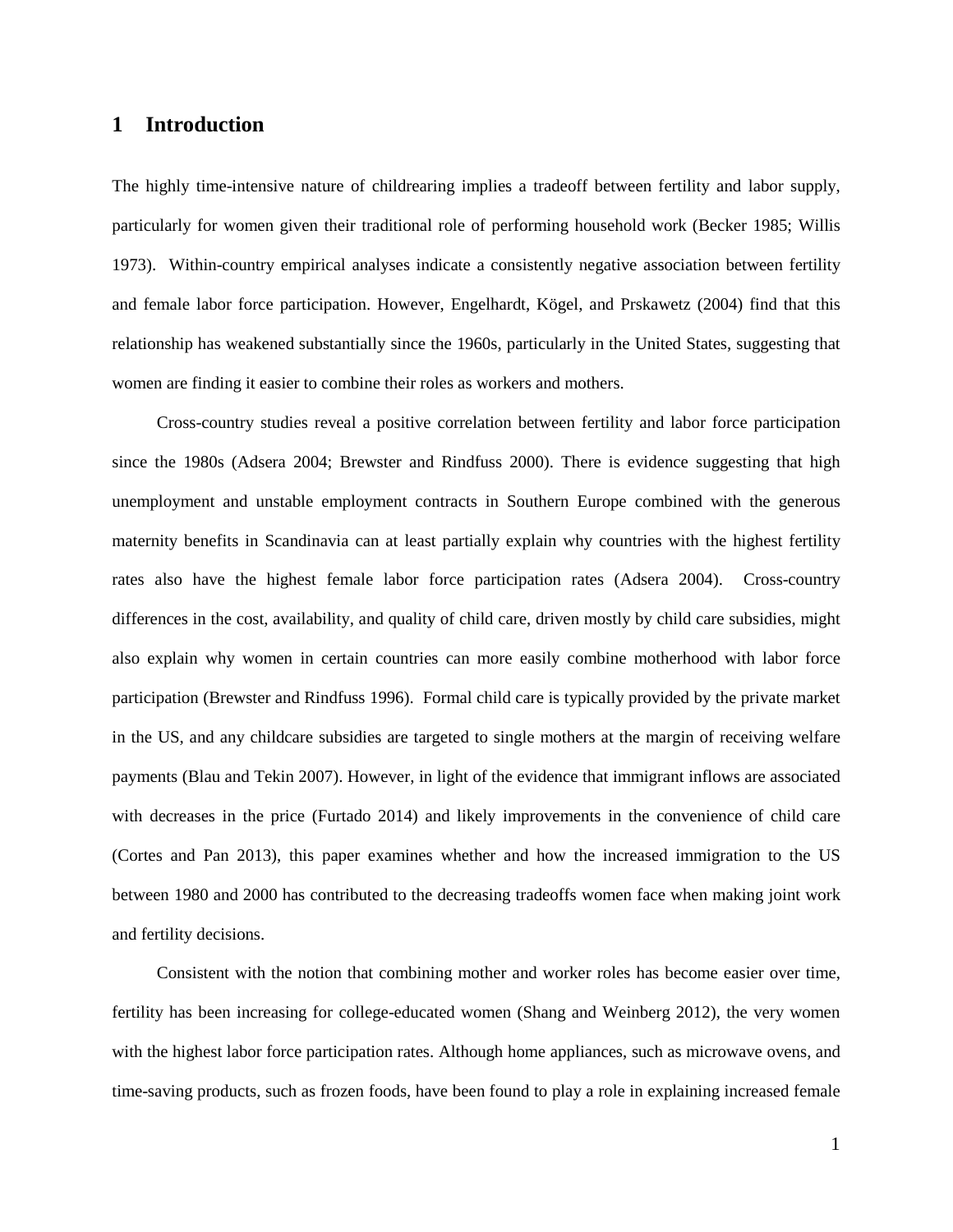# 1 Introduction

The highly time-intensive nature of childrearing implies a tradeoff between fertility and labor supply, particularly for women given their traditional role of performing household work (Becker 1985; Willis 1973). Within-country empirical analyses indicate a consistently negative association between fertility and female labor force participation. However, Engelhardt, Kögel, and Prskawetz (2004) find that this relationship has weakened substantially since the 1960s, particularly in the United States, suggesting that women are finding it easier to combine their roles as workers and mothers.

Cross-country studies reveal a positive correlation between fertility and labor force participation since the 1980s (Adsera 2004; Brewster and Rindfuss 2000). There is evidence suggesting that high unemployment and unstable employment contracts in Southern Europe combined with the generous maternity benefits in Scandinavia can at least partially explain why countries with the highest fertility rates also have the highest female labor force participation rates (Adsera 2004). Cross-country differences in the cost, availability, and quality of child care, driven mostly by child care subsidies, might also explain why women in certain countries can more easily combine motherhood with labor force participation (Brewster and Rindfuss 1996). Formal child care is typically provided by the private market in the US, and any childcare subsidies are targeted to single mothers at the margin of receiving welfare payments (Blau and Tekin 2007). However, in light of the evidence that immigrant inflows are associated with decreases in the price (Furtado 2014) and likely improvements in the convenience of child care (Cortes and Pan 2013), this paper examines whether and how the increased immigration to the US between 1980 and 2000 has contributed to the decreasing tradeoffs women face when making joint work and fertility decisions.

Consistent with the notion that combining mother and worker roles has become easier over time, fertility has been increasing for college-educated women (Shang and Weinberg 2012), the very women with the highest labor force participation rates. Although home appliances, such as microwave ovens, and time-saving products, such as frozen foods, have been found to play a role in explaining increased female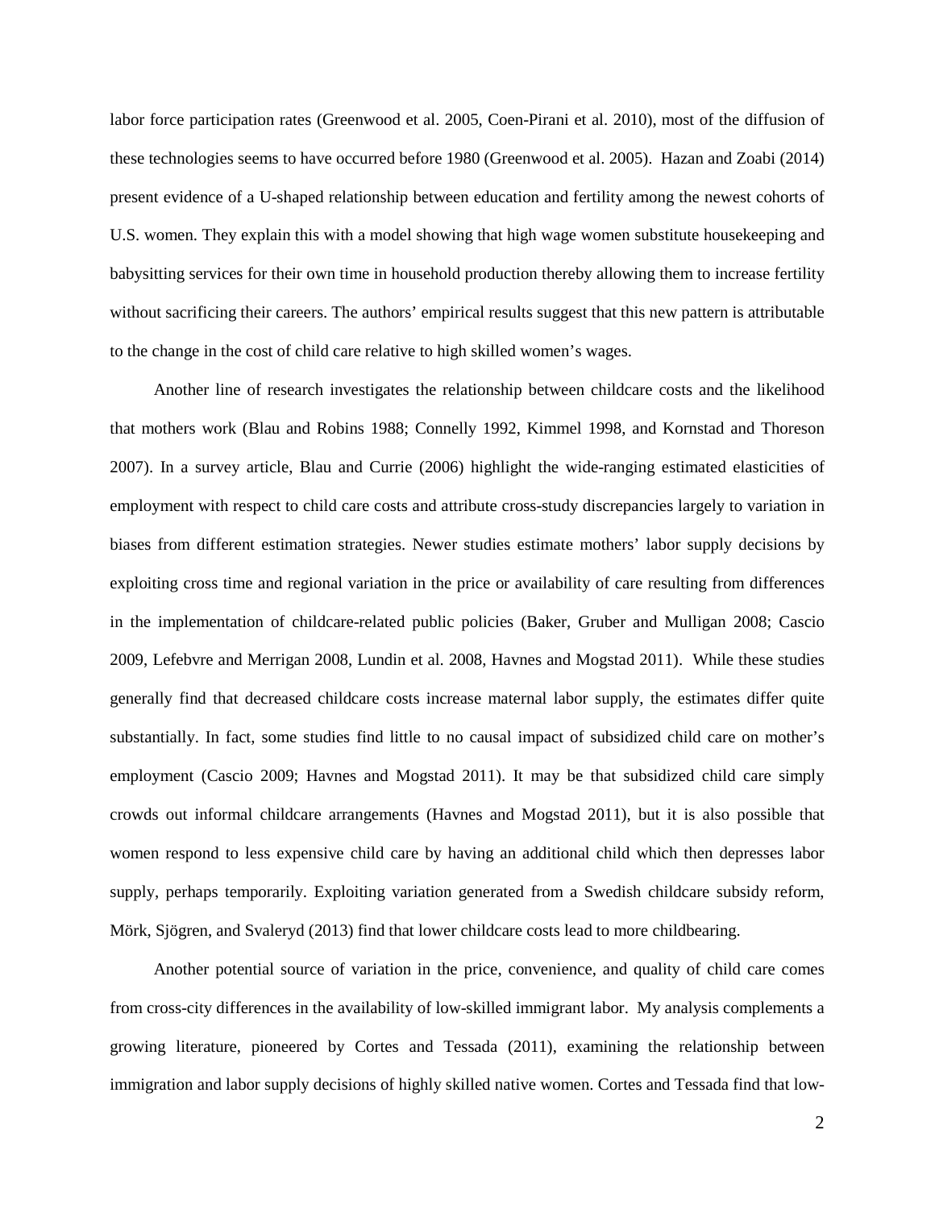labor force participation rates (Greenwood et al. 2005, Coen-Pirani et al. 2010), most of the diffusion of these technologies seems to have occurred before 1980 (Greenwood et al. 2005). Hazan and Zoabi (2014) present evidence of a U-shaped relationship between education and fertility among the newest cohorts of U.S. women. They explain this with a model showing that high wage women substitute housekeeping and babysitting services for their own time in household production thereby allowing them to increase fertility without sacrificing their careers. The authors' empirical results suggest that this new pattern is attributable to the change in the cost of child care relative to high skilled women's wages.

Another line of research investigates the relationship between childcare costs and the likelihood that mothers work (Blau and Robins 1988; Connelly 1992, Kimmel 1998, and Kornstad and Thoreson 2007). In a survey article, Blau and Currie (2006) highlight the wide-ranging estimated elasticities of employment with respect to child care costs and attribute cross-study discrepancies largely to variation in biases from different estimation strategies. Newer studies estimate mothers' labor supply decisions by exploiting cross time and regional variation in the price or availability of care resulting from differences in the implementation of childcare-related public policies (Baker, Gruber and Mulligan 2008; Cascio 2009, Lefebvre and Merrigan 2008, Lundin et al. 2008, Havnes and Mogstad 2011). While these studies generally find that decreased childcare costs increase maternal labor supply, the estimates differ quite substantially. In fact, some studies find little to no causal impact of subsidized child care on mother's employment (Cascio 2009; Havnes and Mogstad 2011). It may be that subsidized child care simply crowds out informal childcare arrangements (Havnes and Mogstad 2011), but it is also possible that women respond to less expensive child care by having an additional child which then depresses labor supply, perhaps temporarily. Exploiting variation generated from a Swedish childcare subsidy reform, Mörk, Sjögren, and Svaleryd (2013) find that lower childcare costs lead to more childbearing.

Another potential source of variation in the price, convenience, and quality of child care comes from cross-city differences in the availability of low-skilled immigrant labor. My analysis complements a growing literature, pioneered by Cortes and Tessada (2011), examining the relationship between immigration and labor supply decisions of highly skilled native women. Cortes and Tessada find that low-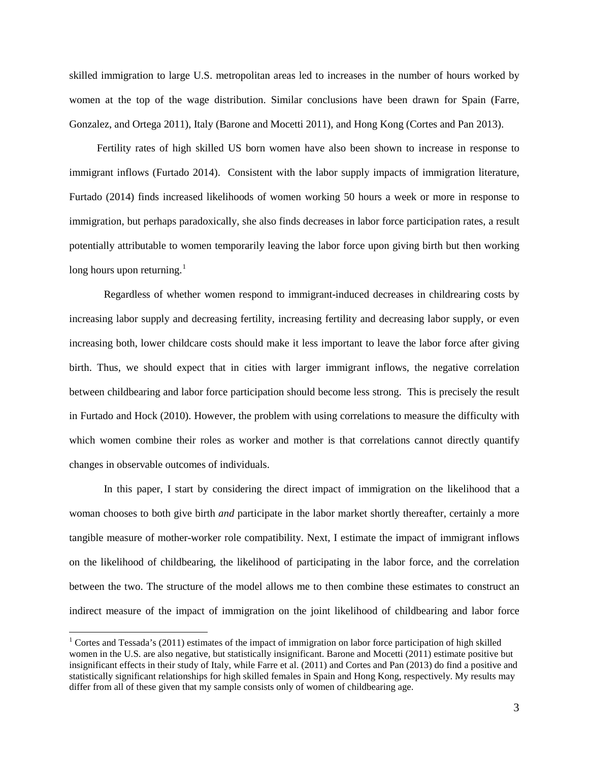skilled immigration to large U.S. metropolitan areas led to increases in the number of hours worked by women at the top of the wage distribution. Similar conclusions have been drawn for Spain (Farre, Gonzalez, and Ortega 2011), Italy (Barone and Mocetti 2011), and Hong Kong (Cortes and Pan 2013).

Fertility rates of high skilled US born women have also been shown to increase in response to immigrant inflows (Furtado 2014). Consistent with the labor supply impacts of immigration literature, Furtado (2014) finds increased likelihoods of women working 50 hours a week or more in response to immigration, but perhaps paradoxically, she also finds decreases in labor force participation rates, a result potentially attributable to women temporarily leaving the labor force upon giving birth but then working long hours upon returning.[1]

Regardless of whether women respond to immigrant-induced decreases in childrearing costs by increasing labor supply and decreasing fertility, increasing fertility and decreasing labor supply, or even increasing both, lower childcare costs should make it less important to leave the labor force after giving birth. Thus, we should expect that in cities with larger immigrant inflows, the negative correlation between childbearing and labor force participation should become less strong. This is precisely the result in Furtado and Hock (2010). However, the problem with using correlations to measure the difficulty with which women combine their roles as worker and mother is that correlations cannot directly quantify changes in observable outcomes of individuals.

In this paper, I start by considering the direct impact of immigration on the likelihood that a woman chooses to both give birth *and* participate in the labor market shortly thereafter, certainly a more tangible measure of mother-worker role compatibility. Next, I estimate the impact of immigrant inflows on the likelihood of childbearing, the likelihood of participating in the labor force, and the correlation between the two. The structure of the model allows me to then combine these estimates to construct an indirect measure of the impact of immigration on the joint likelihood of childbearing and labor force

[1] Cortes and Tessada's (2011) estimates of the impact of immigration on labor force participation of high skilled women in the U.S. are also negative, but statistically insignificant. Barone and Mocetti (2011) estimate positive but insignificant effects in their study of Italy, while Farre et al. (2011) and Cortes and Pan (2013) do find a positive and statistically significant relationships for high skilled females in Spain and Hong Kong, respectively. My results may differ from all of these given that my sample consists only of women of childbearing age.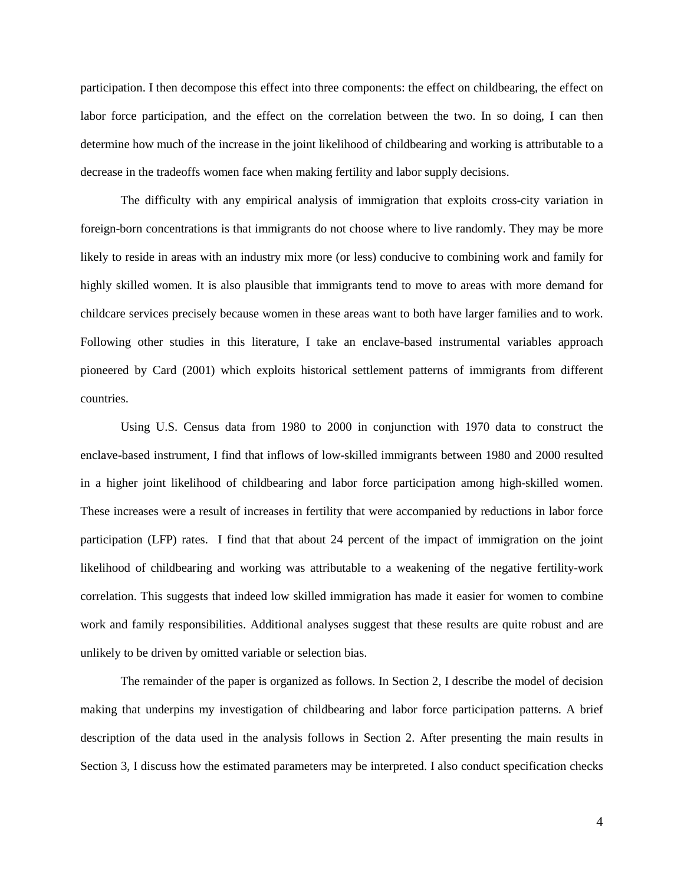participation. I then decompose this effect into three components: the effect on childbearing, the effect on labor force participation, and the effect on the correlation between the two. In so doing, I can then determine how much of the increase in the joint likelihood of childbearing and working is attributable to a decrease in the tradeoffs women face when making fertility and labor supply decisions.

The difficulty with any empirical analysis of immigration that exploits cross-city variation in foreign-born concentrations is that immigrants do not choose where to live randomly. They may be more likely to reside in areas with an industry mix more (or less) conducive to combining work and family for highly skilled women. It is also plausible that immigrants tend to move to areas with more demand for childcare services precisely because women in these areas want to both have larger families and to work. Following other studies in this literature, I take an enclave-based instrumental variables approach pioneered by Card (2001) which exploits historical settlement patterns of immigrants from different countries.

Using U.S. Census data from 1980 to 2000 in conjunction with 1970 data to construct the enclave-based instrument, I find that inflows of low-skilled immigrants between 1980 and 2000 resulted in a higher joint likelihood of childbearing and labor force participation among high-skilled women. These increases were a result of increases in fertility that were accompanied by reductions in labor force participation (LFP) rates. I find that that about 24 percent of the impact of immigration on the joint likelihood of childbearing and working was attributable to a weakening of the negative fertility-work correlation. This suggests that indeed low skilled immigration has made it easier for women to combine work and family responsibilities. Additional analyses suggest that these results are quite robust and are unlikely to be driven by omitted variable or selection bias.

The remainder of the paper is organized as follows. In Section 2, I describe the model of decision making that underpins my investigation of childbearing and labor force participation patterns. A brief description of the data used in the analysis follows in Section 2. After presenting the main results in Section 3, I discuss how the estimated parameters may be interpreted. I also conduct specification checks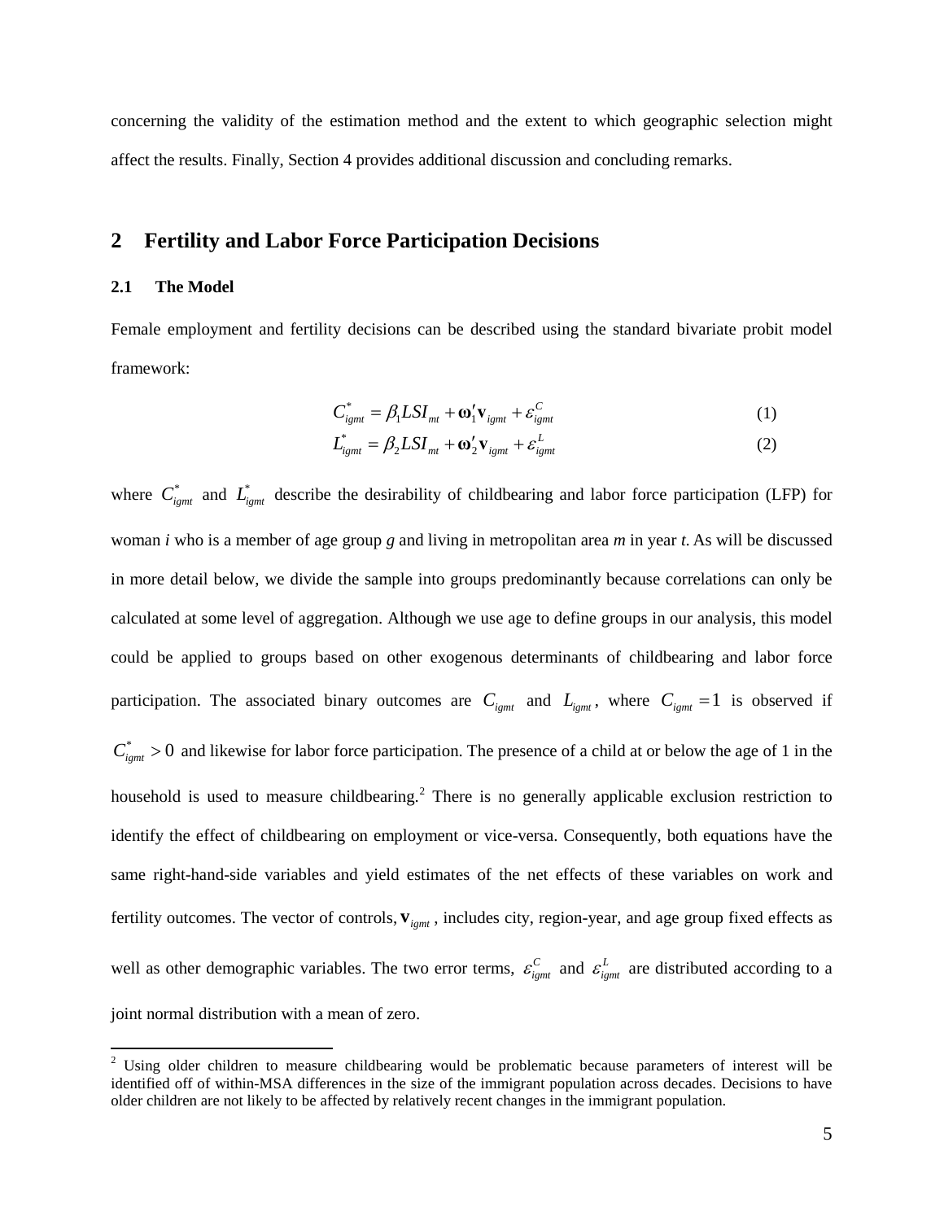concerning the validity of the estimation method and the extent to which geographic selection might affect the results. Finally, Section 4 provides additional discussion and concluding remarks.

## 2 Fertility and Labor Force Participation Decisions

### 2.1 The Model

Female employment and fertility decisions can be described using the standard bivariate probit model framework:

$$C^*_{igmt} = \beta_1 LSI_{mt} + \boldsymbol{\omega}_1' \mathbf{v}_{igmt} + \varepsilon^C_{igmt} \tag{1}$$

$$L^*_{igmt} = \beta_2 LSI_{mt} + \boldsymbol{\omega}_2' \mathbf{v}_{igmt} + \varepsilon^L_{igmt} \tag{2}$$

where $C^*_{igmt}$ and $L^*_{igmt}$ describe the desirability of childbearing and labor force participation (LFP) for woman *i* who is a member of age group *g* and living in metropolitan area *m* in year *t*. As will be discussed in more detail below, we divide the sample into groups predominantly because correlations can only be calculated at some level of aggregation. Although we use age to define groups in our analysis, this model could be applied to groups based on other exogenous determinants of childbearing and labor force participation. The associated binary outcomes are $C_{igmt}$ and $L_{igmt}$, where $C_{igmt} = 1$ is observed if $C^*_{igmt} > 0$ and likewise for labor force participation. The presence of a child at or below the age of 1 in the household is used to measure childbearing.[2] There is no generally applicable exclusion restriction to identify the effect of childbearing on employment or vice-versa. Consequently, both equations have the same right-hand-side variables and yield estimates of the net effects of these variables on work and fertility outcomes. The vector of controls, $\mathbf{v}_{igmt}$, includes city, region-year, and age group fixed effects as well as other demographic variables. The two error terms, $\varepsilon^C_{igmt}$ and $\varepsilon^L_{igmt}$ are distributed according to a joint normal distribution with a mean of zero.

[2] Using older children to measure childbearing would be problematic because parameters of interest will be identified off of within-MSA differences in the size of the immigrant population across decades. Decisions to have older children are not likely to be affected by relatively recent changes in the immigrant population.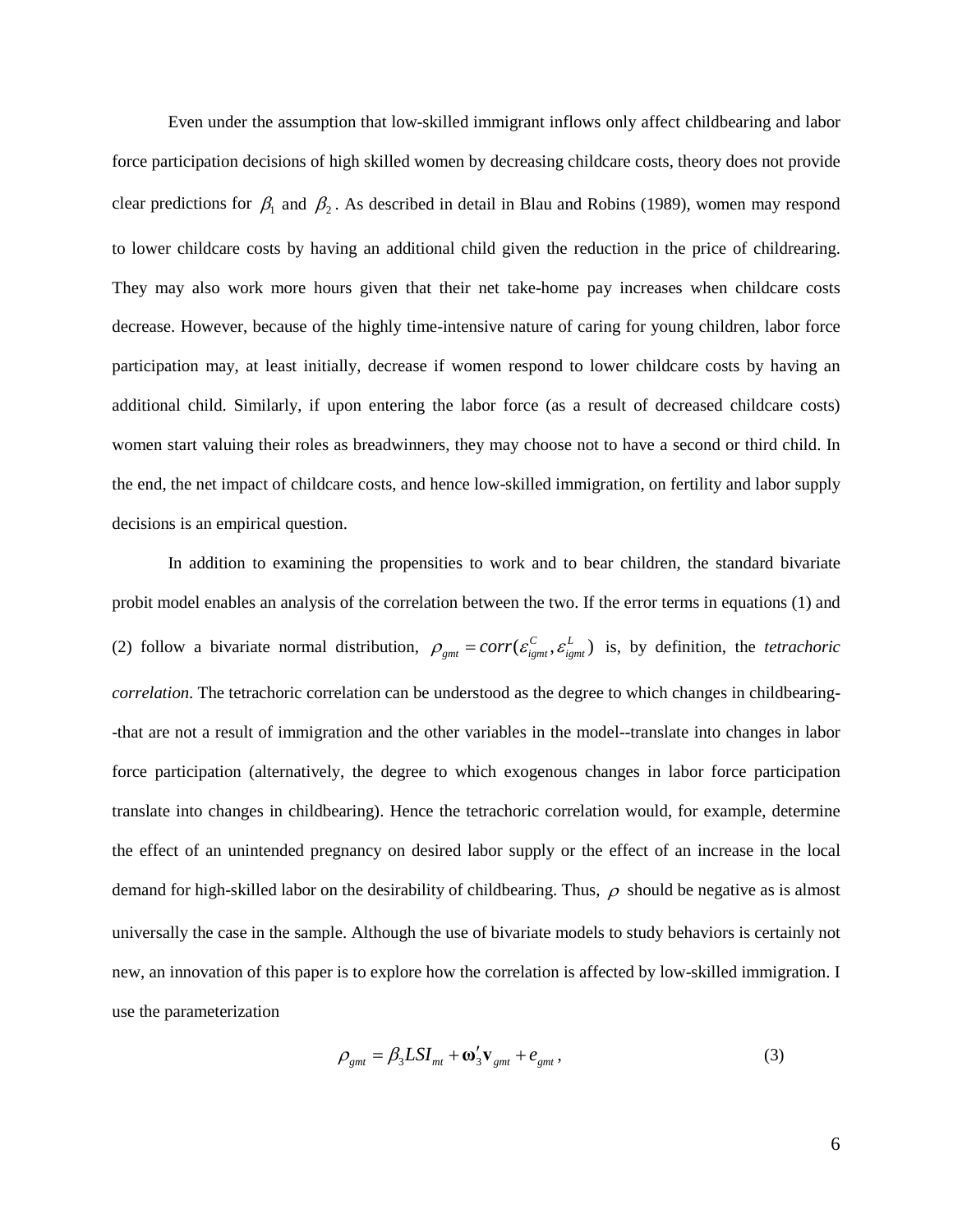Even under the assumption that low-skilled immigrant inflows only affect childbearing and labor force participation decisions of high skilled women by decreasing childcare costs, theory does not provide clear predictions for $\beta_1$ and $\beta_2$. As described in detail in Blau and Robins (1989), women may respond to lower childcare costs by having an additional child given the reduction in the price of childrearing. They may also work more hours given that their net take-home pay increases when childcare costs decrease. However, because of the highly time-intensive nature of caring for young children, labor force participation may, at least initially, decrease if women respond to lower childcare costs by having an additional child. Similarly, if upon entering the labor force (as a result of decreased childcare costs) women start valuing their roles as breadwinners, they may choose not to have a second or third child. In the end, the net impact of childcare costs, and hence low-skilled immigration, on fertility and labor supply decisions is an empirical question.

In addition to examining the propensities to work and to bear children, the standard bivariate probit model enables an analysis of the correlation between the two. If the error terms in equations (1) and (2) follow a bivariate normal distribution, $\rho_{gmt} = corr(\varepsilon^{C}_{igmt}, \varepsilon^{L}_{igmt})$ is, by definition, the *tetrachoric correlation*. The tetrachoric correlation can be understood as the degree to which changes in childbearing--that are not a result of immigration and the other variables in the model--translate into changes in labor force participation (alternatively, the degree to which exogenous changes in labor force participation translate into changes in childbearing). Hence the tetrachoric correlation would, for example, determine the effect of an unintended pregnancy on desired labor supply or the effect of an increase in the local demand for high-skilled labor on the desirability of childbearing. Thus, $\rho$ should be negative as is almost universally the case in the sample. Although the use of bivariate models to study behaviors is certainly not new, an innovation of this paper is to explore how the correlation is affected by low-skilled immigration. I use the parameterization

$$\rho_{gmt} = \beta_3 LSI_{mt} + \boldsymbol{\omega}_3' \mathbf{v}_{gmt} + e_{gmt}, \tag{3}$$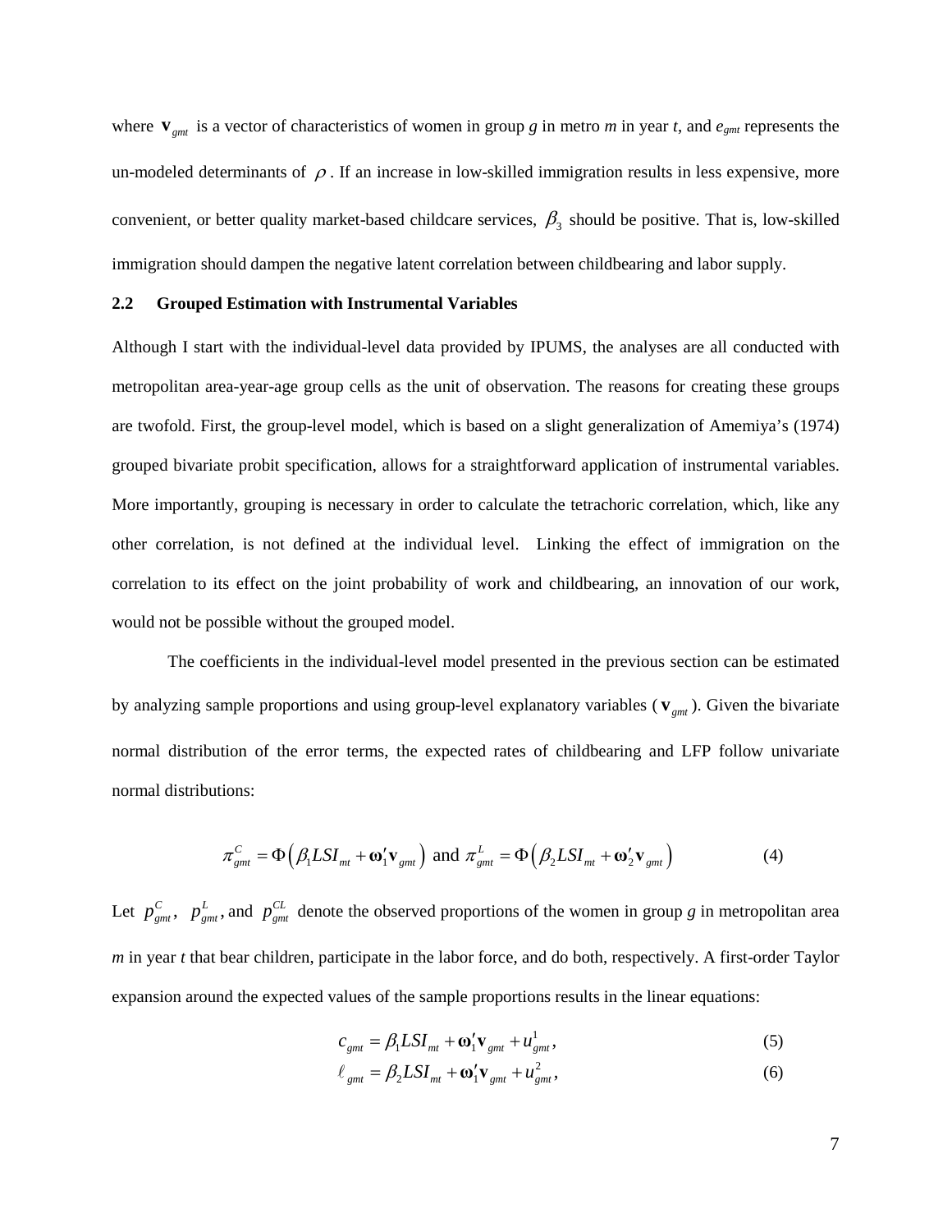where $\mathbf{v}_{gmt}$ is a vector of characteristics of women in group *g* in metro *m* in year *t*, and $e_{gmt}$ represents the un-modeled determinants of $\rho$. If an increase in low-skilled immigration results in less expensive, more convenient, or better quality market-based childcare services, $\beta_3$ should be positive. That is, low-skilled immigration should dampen the negative latent correlation between childbearing and labor supply.

### 2.2 Grouped Estimation with Instrumental Variables

Although I start with the individual-level data provided by IPUMS, the analyses are all conducted with metropolitan area-year-age group cells as the unit of observation. The reasons for creating these groups are twofold. First, the group-level model, which is based on a slight generalization of Amemiya's (1974) grouped bivariate probit specification, allows for a straightforward application of instrumental variables. More importantly, grouping is necessary in order to calculate the tetrachoric correlation, which, like any other correlation, is not defined at the individual level. Linking the effect of immigration on the correlation to its effect on the joint probability of work and childbearing, an innovation of our work, would not be possible without the grouped model.

The coefficients in the individual-level model presented in the previous section can be estimated by analyzing sample proportions and using group-level explanatory variables ($\mathbf{v}_{gmt}$). Given the bivariate normal distribution of the error terms, the expected rates of childbearing and LFP follow univariate normal distributions:

$$\pi^C_{gmt} = \Phi\left(\beta_1 LSI_{mt} + \boldsymbol{\omega}_1' \mathbf{v}_{gmt}\right) \text{ and } \pi^L_{gmt} = \Phi\left(\beta_2 LSI_{mt} + \boldsymbol{\omega}_2' \mathbf{v}_{gmt}\right) \tag{4}$$

Let $p^C_{gmt}$, $p^L_{gmt}$, and $p^{CL}_{gmt}$ denote the observed proportions of the women in group *g* in metropolitan area *m* in year *t* that bear children, participate in the labor force, and do both, respectively. A first-order Taylor expansion around the expected values of the sample proportions results in the linear equations:

$$c_{gmt} = \beta_1 LSI_{mt} + \boldsymbol{\omega}_1' \mathbf{v}_{gmt} + u^1_{gmt}, \tag{5}$$

$$\ell_{gmt} = \beta_2 LSI_{mt} + \boldsymbol{\omega}_1' \mathbf{v}_{gmt} + u^2_{gmt}, \tag{6}$$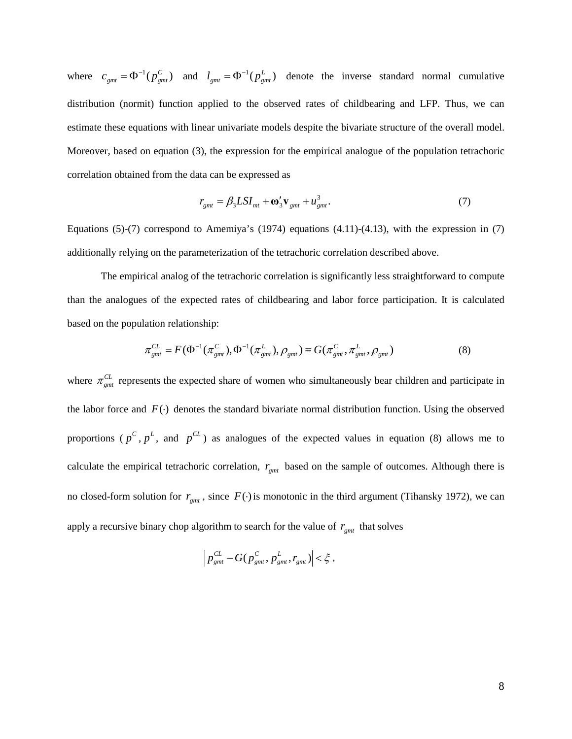where $c_{gmt} = \Phi^{-1}(p^C_{gmt})$ and $l_{gmt} = \Phi^{-1}(p^L_{gmt})$ denote the inverse standard normal cumulative distribution (normit) function applied to the observed rates of childbearing and LFP. Thus, we can estimate these equations with linear univariate models despite the bivariate structure of the overall model. Moreover, based on equation (3), the expression for the empirical analogue of the population tetrachoric correlation obtained from the data can be expressed as

$$r_{gmt} = \beta_3 LSI_{mt} + \boldsymbol{\omega}_3' \mathbf{v}_{gmt} + u^3_{gmt}. \tag{7}$$

Equations (5)-(7) correspond to Amemiya's (1974) equations (4.11)-(4.13), with the expression in (7) additionally relying on the parameterization of the tetrachoric correlation described above.

The empirical analog of the tetrachoric correlation is significantly less straightforward to compute than the analogues of the expected rates of childbearing and labor force participation. It is calculated based on the population relationship:

$$\pi^{CL}_{gmt} = F(\Phi^{-1}(\pi^C_{gmt}), \Phi^{-1}(\pi^L_{gmt}), \rho_{gmt}) \equiv G(\pi^C_{gmt}, \pi^L_{gmt}, \rho_{gmt}) \tag{8}$$

where $\pi^{CL}_{gmt}$ represents the expected share of women who simultaneously bear children and participate in the labor force and $F(\cdot)$ denotes the standard bivariate normal distribution function. Using the observed proportions ($p^C$, $p^L$, and $p^{CL}$) as analogues of the expected values in equation (8) allows me to calculate the empirical tetrachoric correlation, $r_{gmt}$ based on the sample of outcomes. Although there is no closed-form solution for $r_{gmt}$, since $F(\cdot)$ is monotonic in the third argument (Tihansky 1972), we can apply a recursive binary chop algorithm to search for the value of $r_{gmt}$ that solves

$$\left| p^{CL}_{gmt} - G(p^C_{gmt}, p^L_{gmt}, r_{gmt}) \right| < \xi ,$$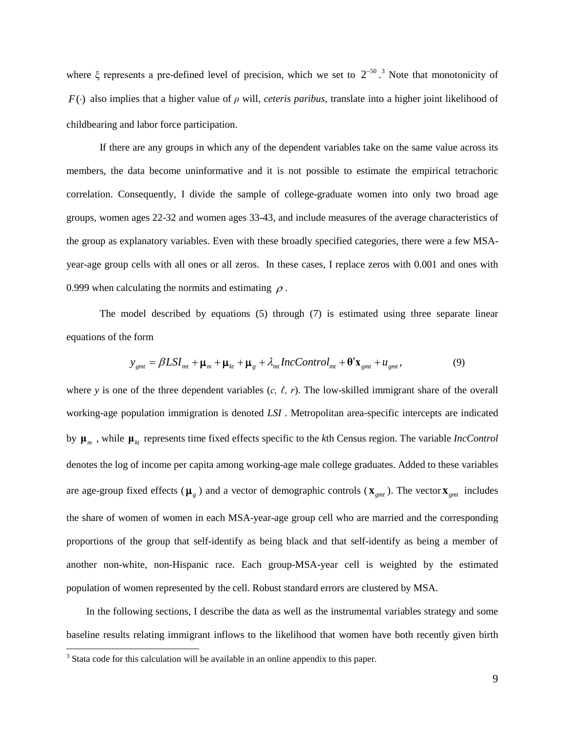where ξ represents a pre-defined level of precision, which we set to $2^{-50}$.[3] Note that monotonicity of $F(\cdot)$ also implies that a higher value of $\rho$ will, *ceteris paribus*, translate into a higher joint likelihood of childbearing and labor force participation.

If there are any groups in which any of the dependent variables take on the same value across its members, the data become uninformative and it is not possible to estimate the empirical tetrachoric correlation. Consequently, I divide the sample of college-graduate women into only two broad age groups, women ages 22-32 and women ages 33-43, and include measures of the average characteristics of the group as explanatory variables. Even with these broadly specified categories, there were a few MSA-year-age group cells with all ones or all zeros. In these cases, I replace zeros with 0.001 and ones with 0.999 when calculating the normits and estimating $\rho$.

The model described by equations (5) through (7) is estimated using three separate linear equations of the form

$$y_{gmt} = \beta LSI_{mt} + \boldsymbol{\mu}_m + \boldsymbol{\mu}_{kt} + \boldsymbol{\mu}_g + \lambda_{mt} IncControl_{mt} + \boldsymbol{\theta}'\mathbf{x}_{gmt} + u_{gmt}, \tag{9}$$

where *y* is one of the three dependent variables ($c$, $\ell$, $r$). The low-skilled immigrant share of the overall working-age population immigration is denoted *LSI* . Metropolitan area-specific intercepts are indicated by $\boldsymbol{\mu}_m$ , while $\boldsymbol{\mu}_{kt}$ represents time fixed effects specific to the *k*th Census region. The variable *IncControl* denotes the log of income per capita among working-age male college graduates. Added to these variables are age-group fixed effects ($\boldsymbol{\mu}_g$) and a vector of demographic controls ($\mathbf{x}_{gmt}$). The vector $\mathbf{x}_{gmt}$ includes the share of women of women in each MSA-year-age group cell who are married and the corresponding proportions of the group that self-identify as being black and that self-identify as being a member of another non-white, non-Hispanic race. Each group-MSA-year cell is weighted by the estimated population of women represented by the cell. Robust standard errors are clustered by MSA.

In the following sections, I describe the data as well as the instrumental variables strategy and some baseline results relating immigrant inflows to the likelihood that women have both recently given birth

[3] Stata code for this calculation will be available in an online appendix to this paper.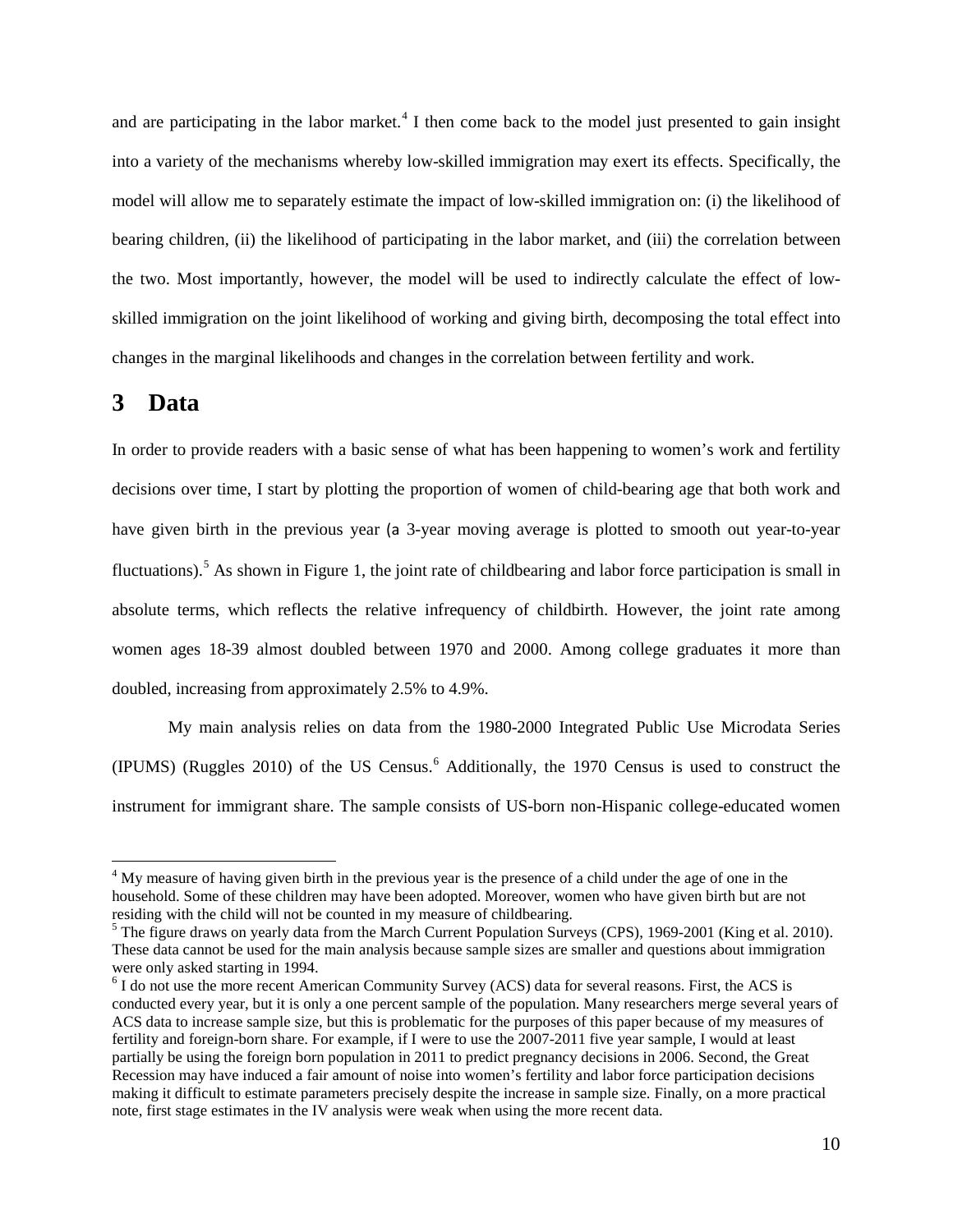and are participating in the labor market.[4] I then come back to the model just presented to gain insight into a variety of the mechanisms whereby low-skilled immigration may exert its effects. Specifically, the model will allow me to separately estimate the impact of low-skilled immigration on: (i) the likelihood of bearing children, (ii) the likelihood of participating in the labor market, and (iii) the correlation between the two. Most importantly, however, the model will be used to indirectly calculate the effect of low-skilled immigration on the joint likelihood of working and giving birth, decomposing the total effect into changes in the marginal likelihoods and changes in the correlation between fertility and work.

## 3 Data

In order to provide readers with a basic sense of what has been happening to women's work and fertility decisions over time, I start by plotting the proportion of women of child-bearing age that both work and have given birth in the previous year (a 3-year moving average is plotted to smooth out year-to-year fluctuations).[5] As shown in Figure 1, the joint rate of childbearing and labor force participation is small in absolute terms, which reflects the relative infrequency of childbirth. However, the joint rate among women ages 18-39 almost doubled between 1970 and 2000. Among college graduates it more than doubled, increasing from approximately 2.5% to 4.9%.

My main analysis relies on data from the 1980-2000 Integrated Public Use Microdata Series (IPUMS) (Ruggles 2010) of the US Census.[6] Additionally, the 1970 Census is used to construct the instrument for immigrant share. The sample consists of US-born non-Hispanic college-educated women

---

[4] My measure of having given birth in the previous year is the presence of a child under the age of one in the household. Some of these children may have been adopted. Moreover, women who have given birth but are not residing with the child will not be counted in my measure of childbearing.

[5] The figure draws on yearly data from the March Current Population Surveys (CPS), 1969-2001 (King et al. 2010). These data cannot be used for the main analysis because sample sizes are smaller and questions about immigration were only asked starting in 1994.

[6] I do not use the more recent American Community Survey (ACS) data for several reasons. First, the ACS is conducted every year, but it is only a one percent sample of the population. Many researchers merge several years of ACS data to increase sample size, but this is problematic for the purposes of this paper because of my measures of fertility and foreign-born share. For example, if I were to use the 2007-2011 five year sample, I would at least partially be using the foreign born population in 2011 to predict pregnancy decisions in 2006. Second, the Great Recession may have induced a fair amount of noise into women's fertility and labor force participation decisions making it difficult to estimate parameters precisely despite the increase in sample size. Finally, on a more practical note, first stage estimates in the IV analysis were weak when using the more recent data.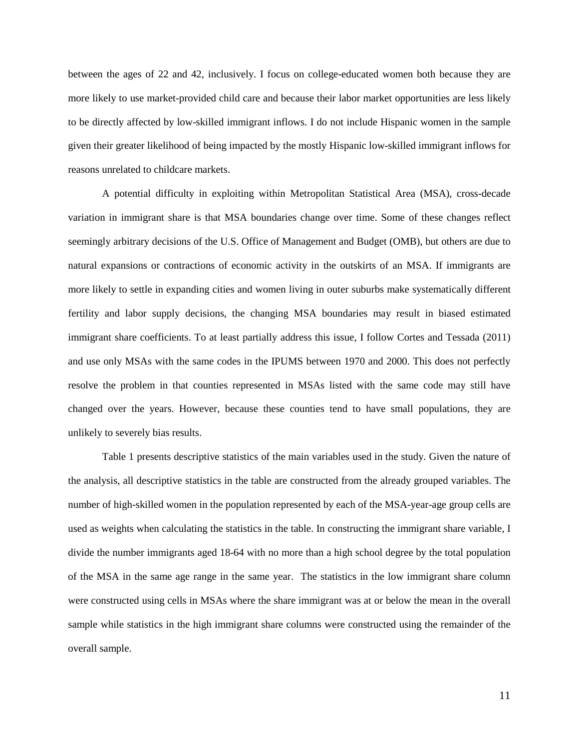between the ages of 22 and 42, inclusively. I focus on college-educated women both because they are more likely to use market-provided child care and because their labor market opportunities are less likely to be directly affected by low-skilled immigrant inflows. I do not include Hispanic women in the sample given their greater likelihood of being impacted by the mostly Hispanic low-skilled immigrant inflows for reasons unrelated to childcare markets.

A potential difficulty in exploiting within Metropolitan Statistical Area (MSA), cross-decade variation in immigrant share is that MSA boundaries change over time. Some of these changes reflect seemingly arbitrary decisions of the U.S. Office of Management and Budget (OMB), but others are due to natural expansions or contractions of economic activity in the outskirts of an MSA. If immigrants are more likely to settle in expanding cities and women living in outer suburbs make systematically different fertility and labor supply decisions, the changing MSA boundaries may result in biased estimated immigrant share coefficients. To at least partially address this issue, I follow Cortes and Tessada (2011) and use only MSAs with the same codes in the IPUMS between 1970 and 2000. This does not perfectly resolve the problem in that counties represented in MSAs listed with the same code may still have changed over the years. However, because these counties tend to have small populations, they are unlikely to severely bias results.

Table 1 presents descriptive statistics of the main variables used in the study. Given the nature of the analysis, all descriptive statistics in the table are constructed from the already grouped variables. The number of high-skilled women in the population represented by each of the MSA-year-age group cells are used as weights when calculating the statistics in the table. In constructing the immigrant share variable, I divide the number immigrants aged 18-64 with no more than a high school degree by the total population of the MSA in the same age range in the same year. The statistics in the low immigrant share column were constructed using cells in MSAs where the share immigrant was at or below the mean in the overall sample while statistics in the high immigrant share columns were constructed using the remainder of the overall sample.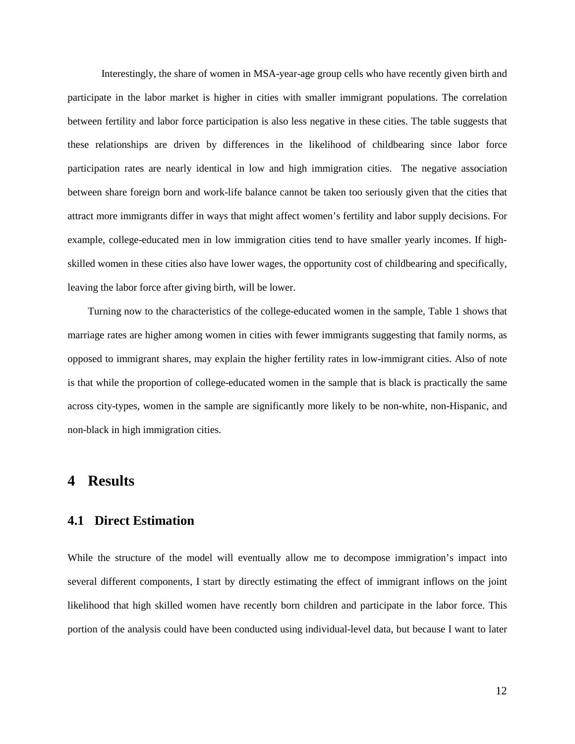Interestingly, the share of women in MSA-year-age group cells who have recently given birth and participate in the labor market is higher in cities with smaller immigrant populations. The correlation between fertility and labor force participation is also less negative in these cities. The table suggests that these relationships are driven by differences in the likelihood of childbearing since labor force participation rates are nearly identical in low and high immigration cities. The negative association between share foreign born and work-life balance cannot be taken too seriously given that the cities that attract more immigrants differ in ways that might affect women's fertility and labor supply decisions. For example, college-educated men in low immigration cities tend to have smaller yearly incomes. If high-skilled women in these cities also have lower wages, the opportunity cost of childbearing and specifically, leaving the labor force after giving birth, will be lower.

Turning now to the characteristics of the college-educated women in the sample, Table 1 shows that marriage rates are higher among women in cities with fewer immigrants suggesting that family norms, as opposed to immigrant shares, may explain the higher fertility rates in low-immigrant cities. Also of note is that while the proportion of college-educated women in the sample that is black is practically the same across city-types, women in the sample are significantly more likely to be non-white, non-Hispanic, and non-black in high immigration cities.

# 4 Results

## 4.1 Direct Estimation

While the structure of the model will eventually allow me to decompose immigration's impact into several different components, I start by directly estimating the effect of immigrant inflows on the joint likelihood that high skilled women have recently born children and participate in the labor force. This portion of the analysis could have been conducted using individual-level data, but because I want to later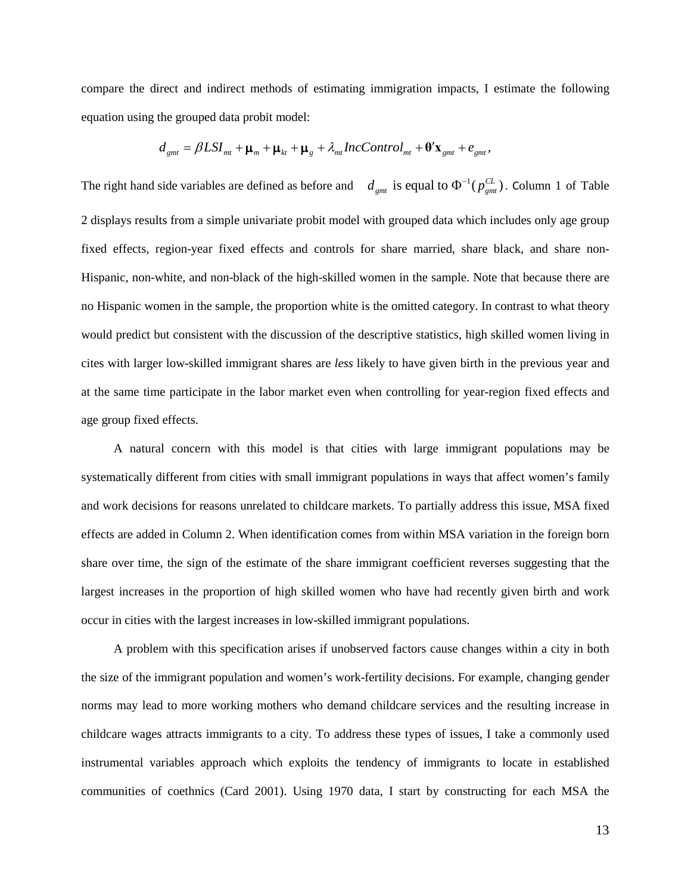compare the direct and indirect methods of estimating immigration impacts, I estimate the following equation using the grouped data probit model:

$$d_{gmt} = \beta LSI_{mt} + \boldsymbol{\mu}_m + \boldsymbol{\mu}_{kt} + \boldsymbol{\mu}_g + \lambda_{mt} IncControl_{mt} + \boldsymbol{\theta}'\mathbf{x}_{gmt} + e_{gmt},$$

The right hand side variables are defined as before and $d_{gmt}$ is equal to $\Phi^{-1}(p_{gmt}^{CL})$. Column 1 of Table 2 displays results from a simple univariate probit model with grouped data which includes only age group fixed effects, region-year fixed effects and controls for share married, share black, and share non-Hispanic, non-white, and non-black of the high-skilled women in the sample. Note that because there are no Hispanic women in the sample, the proportion white is the omitted category. In contrast to what theory would predict but consistent with the discussion of the descriptive statistics, high skilled women living in cites with larger low-skilled immigrant shares are *less* likely to have given birth in the previous year and at the same time participate in the labor market even when controlling for year-region fixed effects and age group fixed effects.

A natural concern with this model is that cities with large immigrant populations may be systematically different from cities with small immigrant populations in ways that affect women's family and work decisions for reasons unrelated to childcare markets. To partially address this issue, MSA fixed effects are added in Column 2. When identification comes from within MSA variation in the foreign born share over time, the sign of the estimate of the share immigrant coefficient reverses suggesting that the largest increases in the proportion of high skilled women who have had recently given birth and work occur in cities with the largest increases in low-skilled immigrant populations.

A problem with this specification arises if unobserved factors cause changes within a city in both the size of the immigrant population and women's work-fertility decisions. For example, changing gender norms may lead to more working mothers who demand childcare services and the resulting increase in childcare wages attracts immigrants to a city. To address these types of issues, I take a commonly used instrumental variables approach which exploits the tendency of immigrants to locate in established communities of coethnics (Card 2001). Using 1970 data, I start by constructing for each MSA the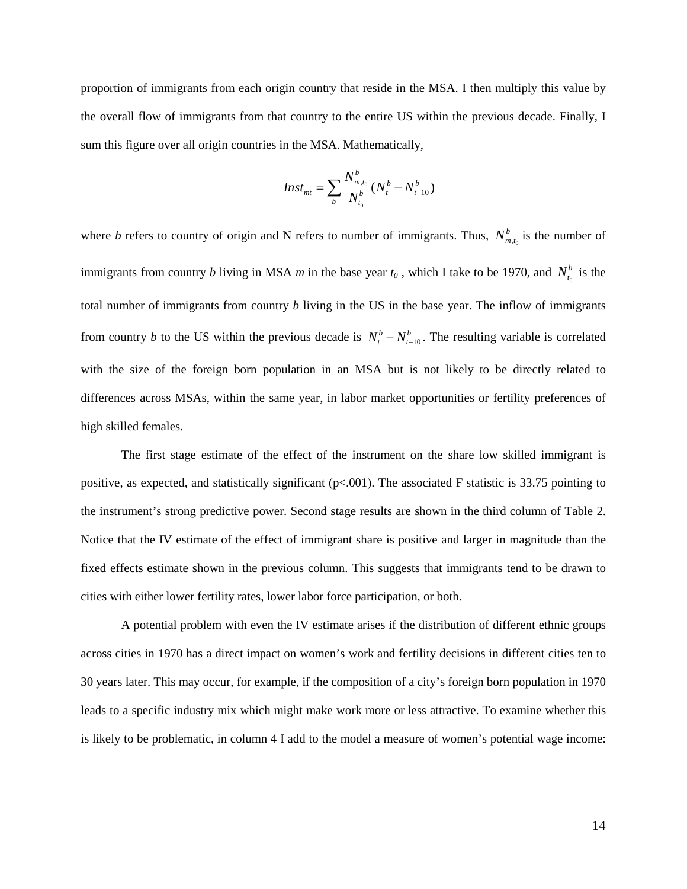proportion of immigrants from each origin country that reside in the MSA. I then multiply this value by the overall flow of immigrants from that country to the entire US within the previous decade. Finally, I sum this figure over all origin countries in the MSA. Mathematically,

$$Inst_{mt} = \sum_{b} \frac{N^{b}_{m,t_0}}{N^{b}_{t_0}} (N^{b}_{t} - N^{b}_{t-10})$$

where *b* refers to country of origin and N refers to number of immigrants. Thus, $N^{b}_{m,t_0}$ is the number of immigrants from country *b* living in MSA *m* in the base year $t_0$, which I take to be 1970, and $N^{b}_{t_0}$ is the total number of immigrants from country *b* living in the US in the base year. The inflow of immigrants from country *b* to the US within the previous decade is $N^{b}_{t} - N^{b}_{t-10}$. The resulting variable is correlated with the size of the foreign born population in an MSA but is not likely to be directly related to differences across MSAs, within the same year, in labor market opportunities or fertility preferences of high skilled females.

The first stage estimate of the effect of the instrument on the share low skilled immigrant is positive, as expected, and statistically significant ($p<.001$). The associated F statistic is 33.75 pointing to the instrument's strong predictive power. Second stage results are shown in the third column of Table 2. Notice that the IV estimate of the effect of immigrant share is positive and larger in magnitude than the fixed effects estimate shown in the previous column. This suggests that immigrants tend to be drawn to cities with either lower fertility rates, lower labor force participation, or both.

A potential problem with even the IV estimate arises if the distribution of different ethnic groups across cities in 1970 has a direct impact on women's work and fertility decisions in different cities ten to 30 years later. This may occur, for example, if the composition of a city's foreign born population in 1970 leads to a specific industry mix which might make work more or less attractive. To examine whether this is likely to be problematic, in column 4 I add to the model a measure of women's potential wage income: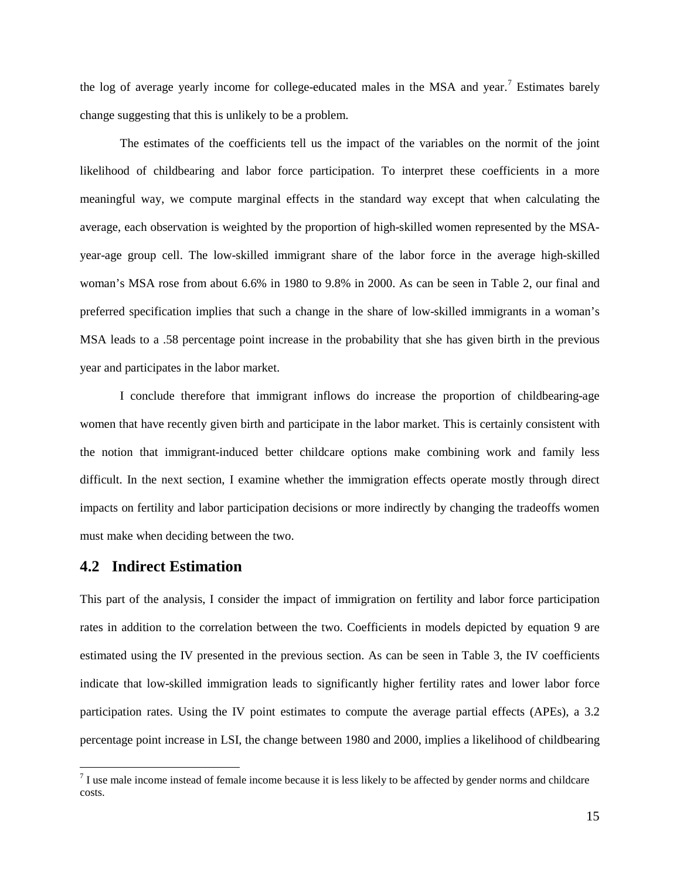the log of average yearly income for college-educated males in the MSA and year.[7] Estimates barely change suggesting that this is unlikely to be a problem.

The estimates of the coefficients tell us the impact of the variables on the normit of the joint likelihood of childbearing and labor force participation. To interpret these coefficients in a more meaningful way, we compute marginal effects in the standard way except that when calculating the average, each observation is weighted by the proportion of high-skilled women represented by the MSA-year-age group cell. The low-skilled immigrant share of the labor force in the average high-skilled woman's MSA rose from about 6.6% in 1980 to 9.8% in 2000. As can be seen in Table 2, our final and preferred specification implies that such a change in the share of low-skilled immigrants in a woman's MSA leads to a .58 percentage point increase in the probability that she has given birth in the previous year and participates in the labor market.

I conclude therefore that immigrant inflows do increase the proportion of childbearing-age women that have recently given birth and participate in the labor market. This is certainly consistent with the notion that immigrant-induced better childcare options make combining work and family less difficult. In the next section, I examine whether the immigration effects operate mostly through direct impacts on fertility and labor participation decisions or more indirectly by changing the tradeoffs women must make when deciding between the two.

## 4.2 Indirect Estimation

This part of the analysis, I consider the impact of immigration on fertility and labor force participation rates in addition to the correlation between the two. Coefficients in models depicted by equation 9 are estimated using the IV presented in the previous section. As can be seen in Table 3, the IV coefficients indicate that low-skilled immigration leads to significantly higher fertility rates and lower labor force participation rates. Using the IV point estimates to compute the average partial effects (APEs), a 3.2 percentage point increase in LSI, the change between 1980 and 2000, implies a likelihood of childbearing

[7] I use male income instead of female income because it is less likely to be affected by gender norms and childcare costs.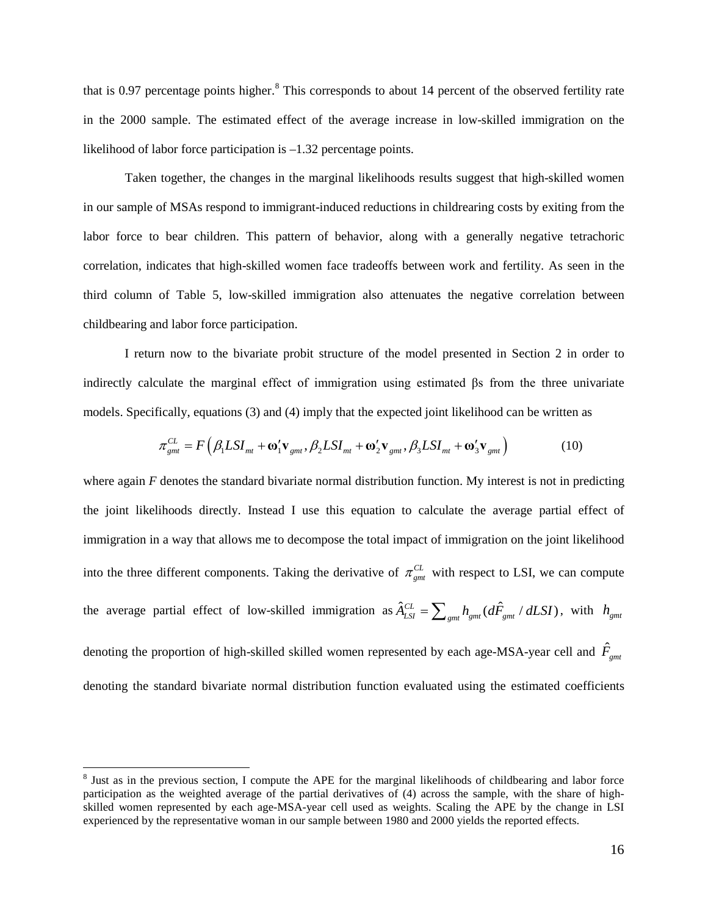that is 0.97 percentage points higher.[8] This corresponds to about 14 percent of the observed fertility rate in the 2000 sample. The estimated effect of the average increase in low-skilled immigration on the likelihood of labor force participation is –1.32 percentage points.

Taken together, the changes in the marginal likelihoods results suggest that high-skilled women in our sample of MSAs respond to immigrant-induced reductions in childrearing costs by exiting from the labor force to bear children. This pattern of behavior, along with a generally negative tetrachoric correlation, indicates that high-skilled women face tradeoffs between work and fertility. As seen in the third column of Table 5, low-skilled immigration also attenuates the negative correlation between childbearing and labor force participation.

I return now to the bivariate probit structure of the model presented in Section 2 in order to indirectly calculate the marginal effect of immigration using estimated βs from the three univariate models. Specifically, equations (3) and (4) imply that the expected joint likelihood can be written as

$$\pi_{gmt}^{CL} = F\left(\beta_1 LSI_{mt} + \boldsymbol{\omega}_1' \mathbf{v}_{gmt}, \beta_2 LSI_{mt} + \boldsymbol{\omega}_2' \mathbf{v}_{gmt}, \beta_3 LSI_{mt} + \boldsymbol{\omega}_3' \mathbf{v}_{gmt}\right) \tag{10}$$

where again $F$ denotes the standard bivariate normal distribution function. My interest is not in predicting the joint likelihoods directly. Instead I use this equation to calculate the average partial effect of immigration in a way that allows me to decompose the total impact of immigration on the joint likelihood into the three different components. Taking the derivative of $\pi_{gmt}^{CL}$ with respect to LSI, we can compute the average partial effect of low-skilled immigration as $\hat{A}_{LSI}^{CL} = \sum_{gmt} h_{gmt} (d\hat{F}_{gmt} / dLSI)$, with $h_{gmt}$ denoting the proportion of high-skilled skilled women represented by each age-MSA-year cell and $\hat{F}_{gmt}$ denoting the standard bivariate normal distribution function evaluated using the estimated coefficients

[8] Just as in the previous section, I compute the APE for the marginal likelihoods of childbearing and labor force participation as the weighted average of the partial derivatives of (4) across the sample, with the share of high-skilled women represented by each age-MSA-year cell used as weights. Scaling the APE by the change in LSI experienced by the representative woman in our sample between 1980 and 2000 yields the reported effects.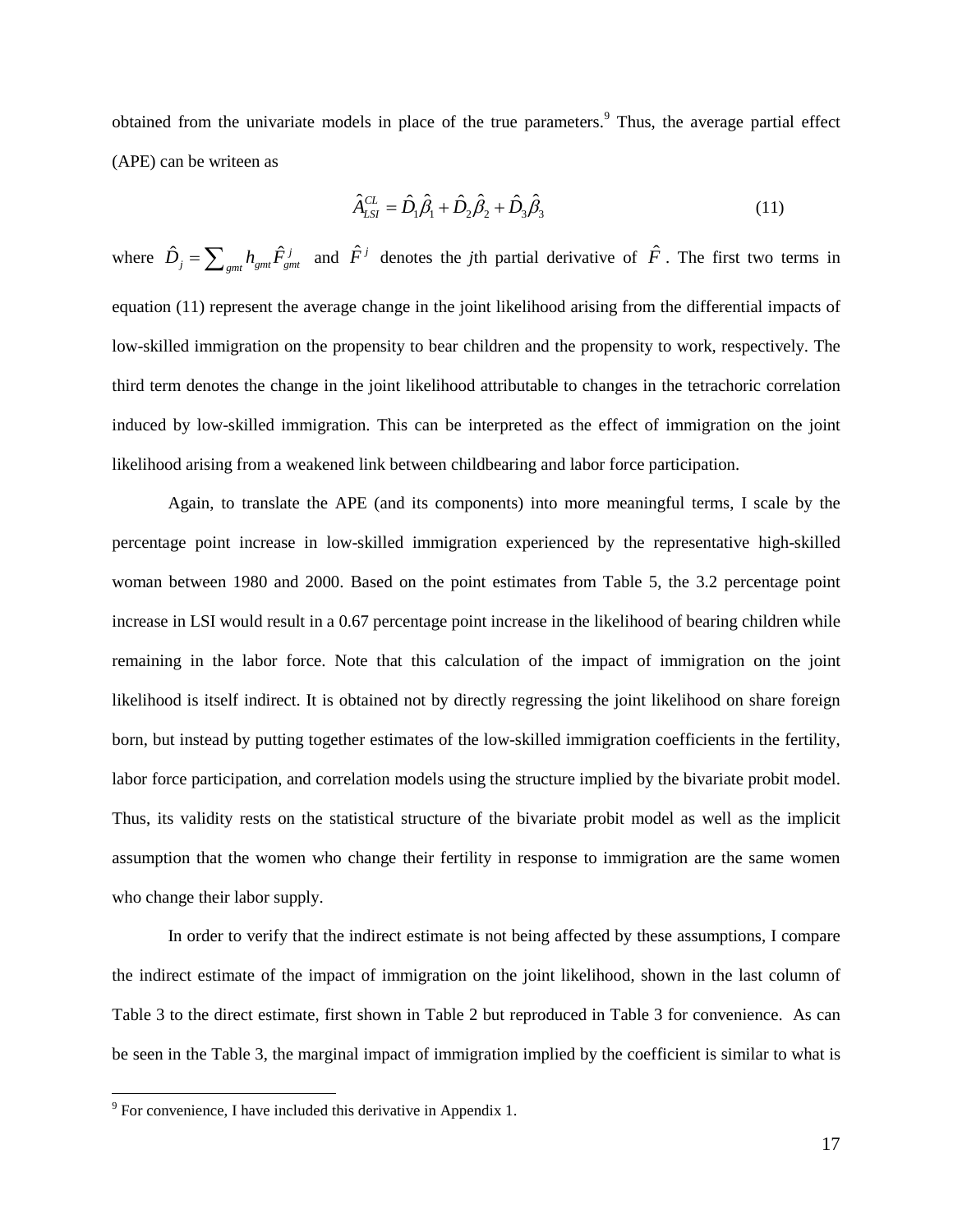obtained from the univariate models in place of the true parameters.[9] Thus, the average partial effect (APE) can be writeen as

$$\hat{A}_{LSI}^{CL} = \hat{D}_1\hat{\beta}_1 + \hat{D}_2\hat{\beta}_2 + \hat{D}_3\hat{\beta}_3 \tag{11}$$

where $\hat{D}_j = \sum_{gmt} h_{gmt} \hat{F}_{gmt}^{j}$ and $\hat{F}^{j}$ denotes the *j*th partial derivative of $\hat{F}$. The first two terms in equation (11) represent the average change in the joint likelihood arising from the differential impacts of low-skilled immigration on the propensity to bear children and the propensity to work, respectively. The third term denotes the change in the joint likelihood attributable to changes in the tetrachoric correlation induced by low-skilled immigration. This can be interpreted as the effect of immigration on the joint likelihood arising from a weakened link between childbearing and labor force participation.

Again, to translate the APE (and its components) into more meaningful terms, I scale by the percentage point increase in low-skilled immigration experienced by the representative high-skilled woman between 1980 and 2000. Based on the point estimates from Table 5, the 3.2 percentage point increase in LSI would result in a 0.67 percentage point increase in the likelihood of bearing children while remaining in the labor force. Note that this calculation of the impact of immigration on the joint likelihood is itself indirect. It is obtained not by directly regressing the joint likelihood on share foreign born, but instead by putting together estimates of the low-skilled immigration coefficients in the fertility, labor force participation, and correlation models using the structure implied by the bivariate probit model. Thus, its validity rests on the statistical structure of the bivariate probit model as well as the implicit assumption that the women who change their fertility in response to immigration are the same women who change their labor supply.

In order to verify that the indirect estimate is not being affected by these assumptions, I compare the indirect estimate of the impact of immigration on the joint likelihood, shown in the last column of Table 3 to the direct estimate, first shown in Table 2 but reproduced in Table 3 for convenience. As can be seen in the Table 3, the marginal impact of immigration implied by the coefficient is similar to what is

[9] For convenience, I have included this derivative in Appendix 1.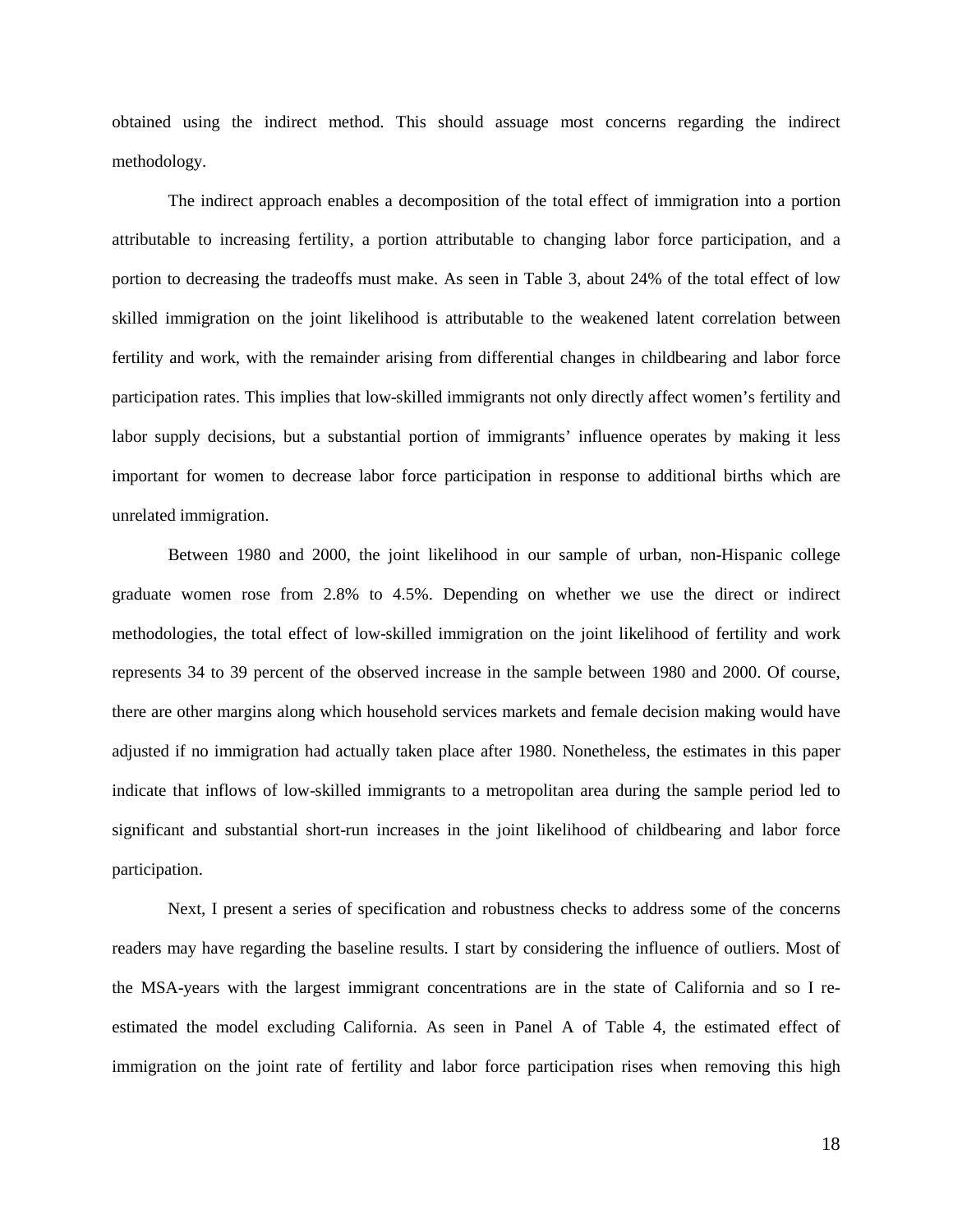obtained using the indirect method. This should assuage most concerns regarding the indirect methodology.

The indirect approach enables a decomposition of the total effect of immigration into a portion attributable to increasing fertility, a portion attributable to changing labor force participation, and a portion to decreasing the tradeoffs must make. As seen in Table 3, about 24% of the total effect of low skilled immigration on the joint likelihood is attributable to the weakened latent correlation between fertility and work, with the remainder arising from differential changes in childbearing and labor force participation rates. This implies that low-skilled immigrants not only directly affect women's fertility and labor supply decisions, but a substantial portion of immigrants' influence operates by making it less important for women to decrease labor force participation in response to additional births which are unrelated immigration.

Between 1980 and 2000, the joint likelihood in our sample of urban, non-Hispanic college graduate women rose from 2.8% to 4.5%. Depending on whether we use the direct or indirect methodologies, the total effect of low-skilled immigration on the joint likelihood of fertility and work represents 34 to 39 percent of the observed increase in the sample between 1980 and 2000. Of course, there are other margins along which household services markets and female decision making would have adjusted if no immigration had actually taken place after 1980. Nonetheless, the estimates in this paper indicate that inflows of low-skilled immigrants to a metropolitan area during the sample period led to significant and substantial short-run increases in the joint likelihood of childbearing and labor force participation.

Next, I present a series of specification and robustness checks to address some of the concerns readers may have regarding the baseline results. I start by considering the influence of outliers. Most of the MSA-years with the largest immigrant concentrations are in the state of California and so I re-estimated the model excluding California. As seen in Panel A of Table 4, the estimated effect of immigration on the joint rate of fertility and labor force participation rises when removing this high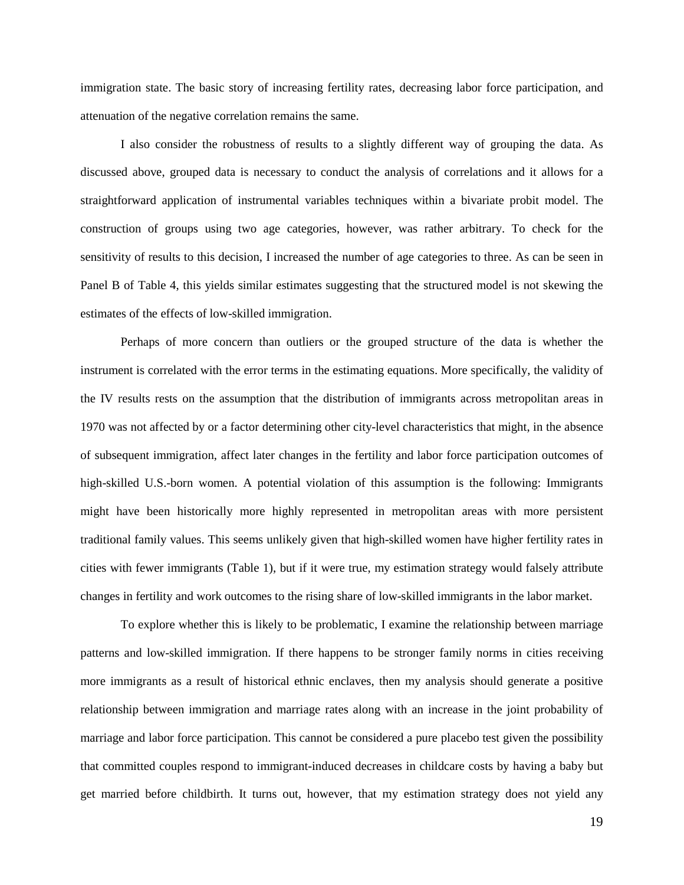immigration state. The basic story of increasing fertility rates, decreasing labor force participation, and attenuation of the negative correlation remains the same.

I also consider the robustness of results to a slightly different way of grouping the data. As discussed above, grouped data is necessary to conduct the analysis of correlations and it allows for a straightforward application of instrumental variables techniques within a bivariate probit model. The construction of groups using two age categories, however, was rather arbitrary. To check for the sensitivity of results to this decision, I increased the number of age categories to three. As can be seen in Panel B of Table 4, this yields similar estimates suggesting that the structured model is not skewing the estimates of the effects of low-skilled immigration.

Perhaps of more concern than outliers or the grouped structure of the data is whether the instrument is correlated with the error terms in the estimating equations. More specifically, the validity of the IV results rests on the assumption that the distribution of immigrants across metropolitan areas in 1970 was not affected by or a factor determining other city-level characteristics that might, in the absence of subsequent immigration, affect later changes in the fertility and labor force participation outcomes of high-skilled U.S.-born women. A potential violation of this assumption is the following: Immigrants might have been historically more highly represented in metropolitan areas with more persistent traditional family values. This seems unlikely given that high-skilled women have higher fertility rates in cities with fewer immigrants (Table 1), but if it were true, my estimation strategy would falsely attribute changes in fertility and work outcomes to the rising share of low-skilled immigrants in the labor market.

To explore whether this is likely to be problematic, I examine the relationship between marriage patterns and low-skilled immigration. If there happens to be stronger family norms in cities receiving more immigrants as a result of historical ethnic enclaves, then my analysis should generate a positive relationship between immigration and marriage rates along with an increase in the joint probability of marriage and labor force participation. This cannot be considered a pure placebo test given the possibility that committed couples respond to immigrant-induced decreases in childcare costs by having a baby but get married before childbirth. It turns out, however, that my estimation strategy does not yield any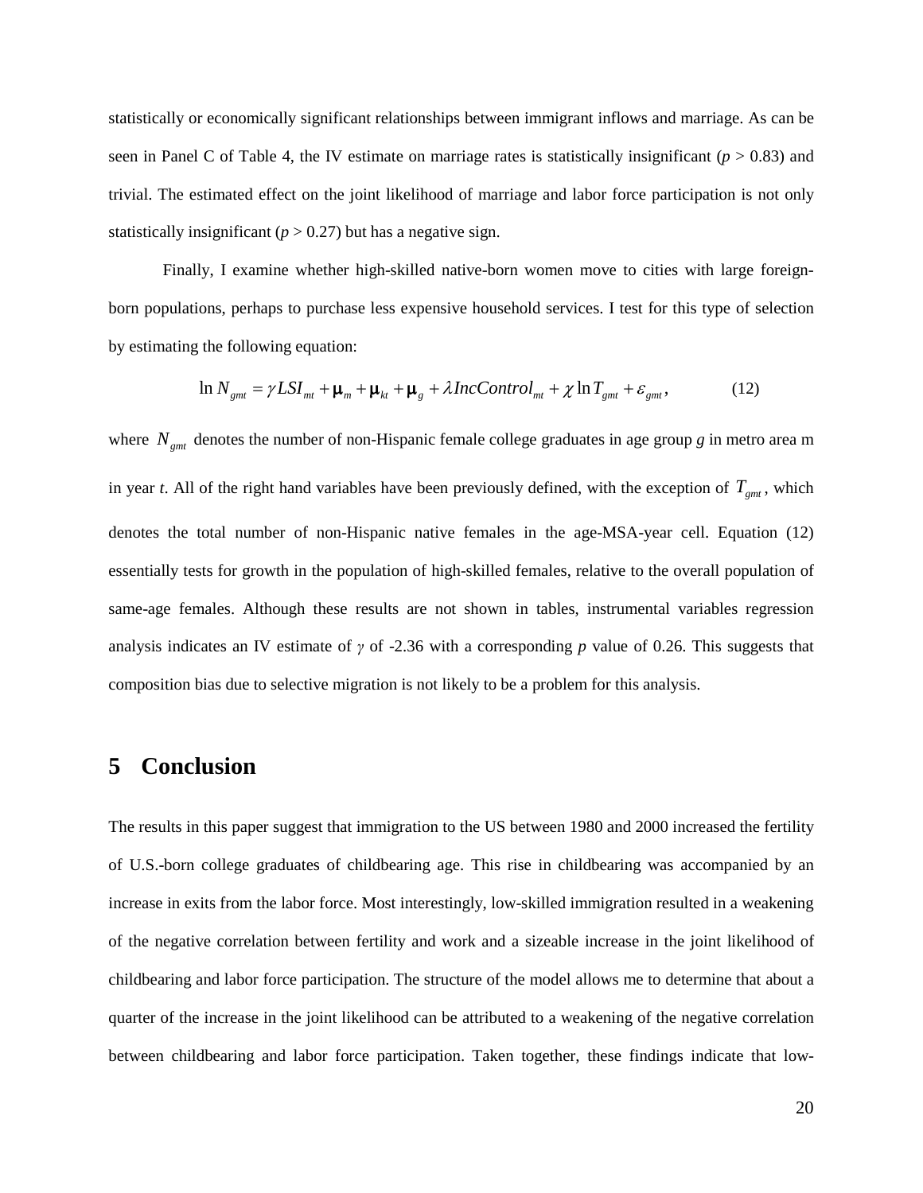statistically or economically significant relationships between immigrant inflows and marriage. As can be seen in Panel C of Table 4, the IV estimate on marriage rates is statistically insignificant ($p > 0.83$) and trivial. The estimated effect on the joint likelihood of marriage and labor force participation is not only statistically insignificant ($p > 0.27$) but has a negative sign.

Finally, I examine whether high-skilled native-born women move to cities with large foreign-born populations, perhaps to purchase less expensive household services. I test for this type of selection by estimating the following equation:

$$\ln N_{gmt} = \gamma LSI_{mt} + \mathbf{\mu}_m + \mathbf{\mu}_{kt} + \mathbf{\mu}_g + \lambda IncControl_{mt} + \chi \ln T_{gmt} + \varepsilon_{gmt}, \tag{12}$$

where $N_{gmt}$ denotes the number of non-Hispanic female college graduates in age group $g$ in metro area m in year $t$. All of the right hand variables have been previously defined, with the exception of $T_{gmt}$, which denotes the total number of non-Hispanic native females in the age-MSA-year cell. Equation (12) essentially tests for growth in the population of high-skilled females, relative to the overall population of same-age females. Although these results are not shown in tables, instrumental variables regression analysis indicates an IV estimate of $\gamma$ of -2.36 with a corresponding $p$ value of 0.26. This suggests that composition bias due to selective migration is not likely to be a problem for this analysis.

# 5 Conclusion

The results in this paper suggest that immigration to the US between 1980 and 2000 increased the fertility of U.S.-born college graduates of childbearing age. This rise in childbearing was accompanied by an increase in exits from the labor force. Most interestingly, low-skilled immigration resulted in a weakening of the negative correlation between fertility and work and a sizeable increase in the joint likelihood of childbearing and labor force participation. The structure of the model allows me to determine that about a quarter of the increase in the joint likelihood can be attributed to a weakening of the negative correlation between childbearing and labor force participation. Taken together, these findings indicate that low-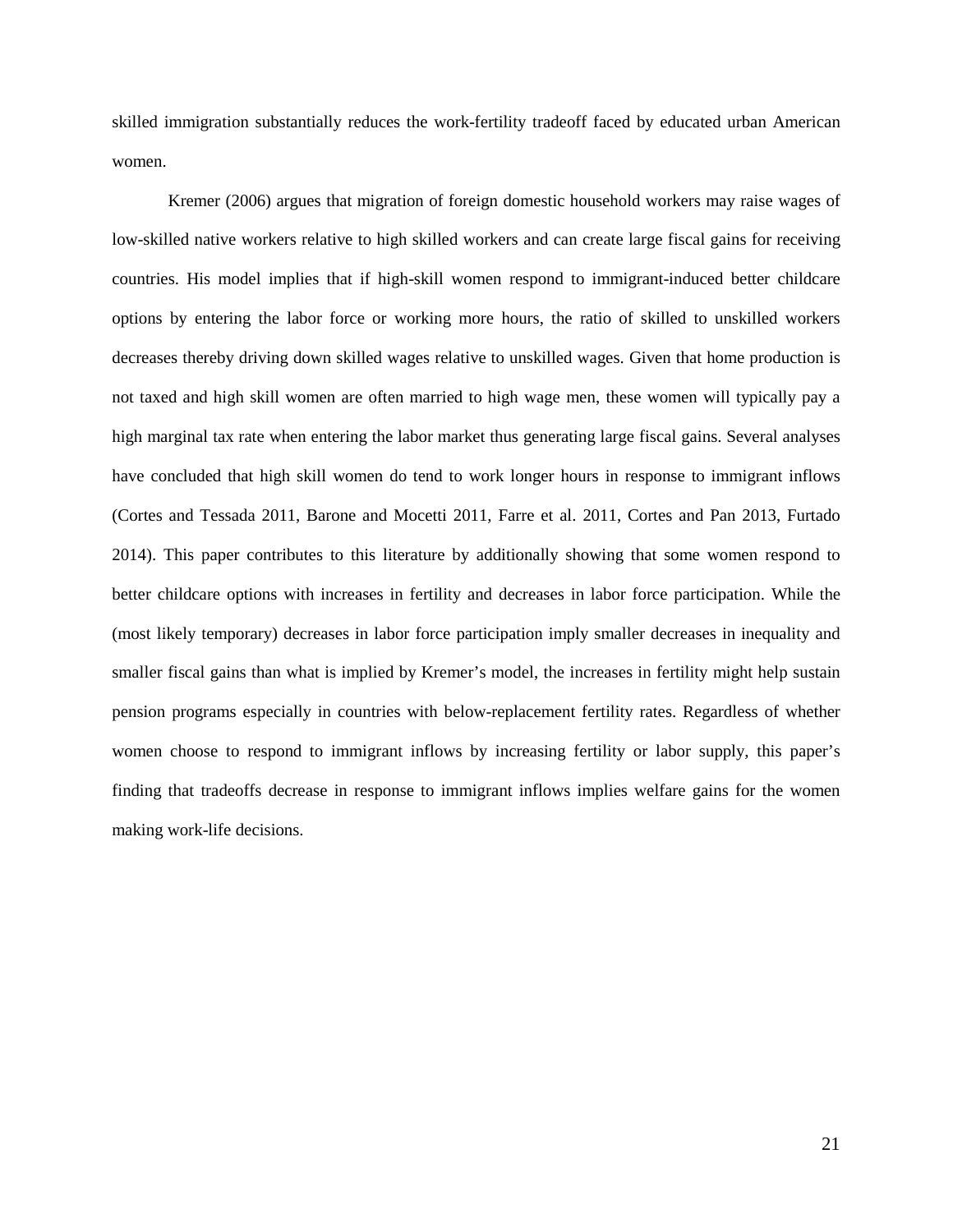skilled immigration substantially reduces the work-fertility tradeoff faced by educated urban American women.

Kremer (2006) argues that migration of foreign domestic household workers may raise wages of low-skilled native workers relative to high skilled workers and can create large fiscal gains for receiving countries. His model implies that if high-skill women respond to immigrant-induced better childcare options by entering the labor force or working more hours, the ratio of skilled to unskilled workers decreases thereby driving down skilled wages relative to unskilled wages. Given that home production is not taxed and high skill women are often married to high wage men, these women will typically pay a high marginal tax rate when entering the labor market thus generating large fiscal gains. Several analyses have concluded that high skill women do tend to work longer hours in response to immigrant inflows (Cortes and Tessada 2011, Barone and Mocetti 2011, Farre et al. 2011, Cortes and Pan 2013, Furtado 2014). This paper contributes to this literature by additionally showing that some women respond to better childcare options with increases in fertility and decreases in labor force participation. While the (most likely temporary) decreases in labor force participation imply smaller decreases in inequality and smaller fiscal gains than what is implied by Kremer's model, the increases in fertility might help sustain pension programs especially in countries with below-replacement fertility rates. Regardless of whether women choose to respond to immigrant inflows by increasing fertility or labor supply, this paper's finding that tradeoffs decrease in response to immigrant inflows implies welfare gains for the women making work-life decisions.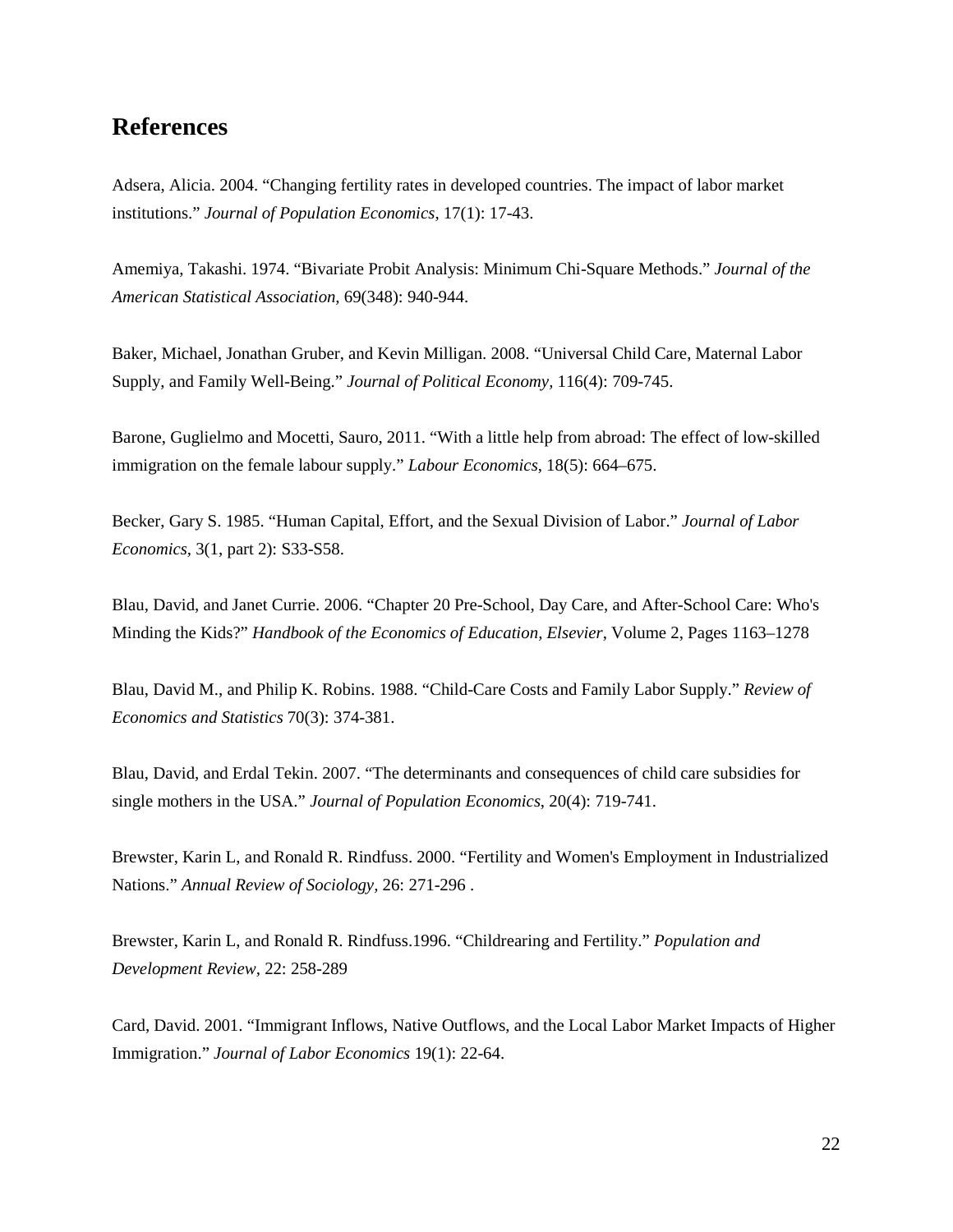## References

Adsera, Alicia. 2004. "Changing fertility rates in developed countries. The impact of labor market institutions." *Journal of Population Economics*, 17(1): 17-43.

Amemiya, Takashi. 1974. "Bivariate Probit Analysis: Minimum Chi-Square Methods." *Journal of the American Statistical Association,* 69(348): 940-944.

Baker, Michael, Jonathan Gruber, and Kevin Milligan. 2008. "Universal Child Care, Maternal Labor Supply, and Family Well-Being." *Journal of Political Economy,* 116(4): 709-745.

Barone, Guglielmo and Mocetti, Sauro, 2011. "With a little help from abroad: The effect of low-skilled immigration on the female labour supply." *Labour Economics*, 18(5): 664–675.

Becker, Gary S. 1985. "Human Capital, Effort, and the Sexual Division of Labor." *Journal of Labor Economics,* 3(1, part 2): S33-S58.

Blau, David, and Janet Currie. 2006. "Chapter 20 Pre-School, Day Care, and After-School Care: Who's Minding the Kids?" *Handbook of the Economics of Education, Elsevier*, Volume 2, Pages 1163–1278

Blau, David M., and Philip K. Robins. 1988. "Child-Care Costs and Family Labor Supply." *Review of Economics and Statistics* 70(3): 374-381.

Blau, David, and Erdal Tekin. 2007. "The determinants and consequences of child care subsidies for single mothers in the USA." *Journal of Population Economics*, 20(4): 719-741.

Brewster, Karin L, and Ronald R. Rindfuss. 2000. "Fertility and Women's Employment in Industrialized Nations." *Annual Review of Sociology,* 26: 271-296 .

Brewster, Karin L, and Ronald R. Rindfuss.1996. "Childrearing and Fertility." *Population and Development Review*, 22: 258-289

Card, David. 2001. "Immigrant Inflows, Native Outflows, and the Local Labor Market Impacts of Higher Immigration." *Journal of Labor Economics* 19(1): 22-64.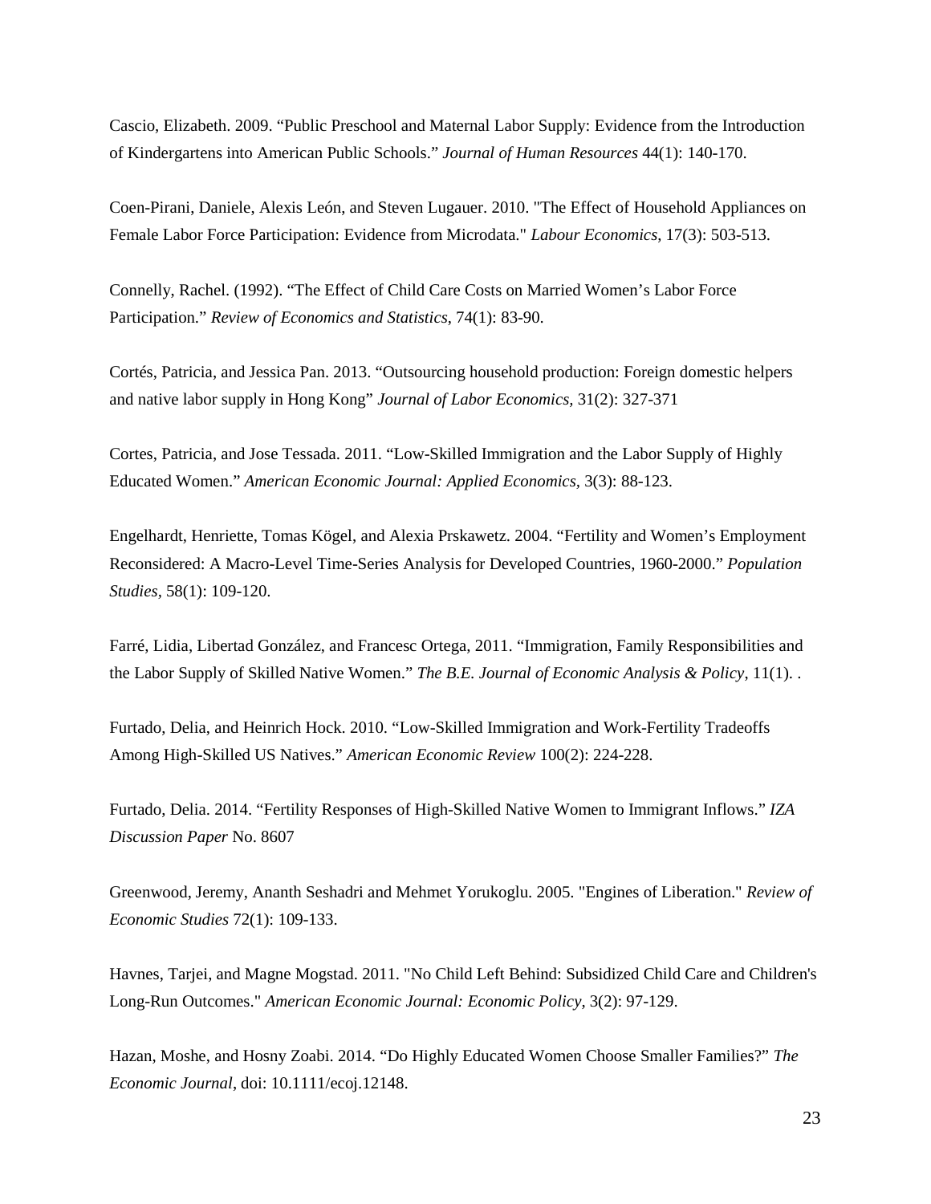Cascio, Elizabeth. 2009. “Public Preschool and Maternal Labor Supply: Evidence from the Introduction of Kindergartens into American Public Schools.” *Journal of Human Resources* 44(1): 140-170.

Coen-Pirani, Daniele, Alexis León, and Steven Lugauer. 2010. "The Effect of Household Appliances on Female Labor Force Participation: Evidence from Microdata." *Labour Economics*, 17(3): 503-513.

Connelly, Rachel. (1992). “The Effect of Child Care Costs on Married Women’s Labor Force Participation.” *Review of Economics and Statistics*, 74(1): 83-90.

Cortés, Patricia, and Jessica Pan. 2013. “Outsourcing household production: Foreign domestic helpers and native labor supply in Hong Kong” *Journal of Labor Economics*, 31(2): 327-371

Cortes, Patricia, and Jose Tessada. 2011. “Low-Skilled Immigration and the Labor Supply of Highly Educated Women.” *American Economic Journal: Applied Economics*, 3(3): 88-123.

Engelhardt, Henriette, Tomas Kögel, and Alexia Prskawetz. 2004. “Fertility and Women’s Employment Reconsidered: A Macro-Level Time-Series Analysis for Developed Countries, 1960-2000.” *Population Studies*, 58(1): 109-120.

Farré, Lidia, Libertad González, and Francesc Ortega, 2011. “Immigration, Family Responsibilities and the Labor Supply of Skilled Native Women.” *The B.E. Journal of Economic Analysis & Policy*, 11(1). .

Furtado, Delia, and Heinrich Hock. 2010. “Low-Skilled Immigration and Work-Fertility Tradeoffs Among High-Skilled US Natives.” *American Economic Review* 100(2): 224-228.

Furtado, Delia. 2014. “Fertility Responses of High-Skilled Native Women to Immigrant Inflows.” *IZA Discussion Paper* No. 8607

Greenwood, Jeremy, Ananth Seshadri and Mehmet Yorukoglu. 2005. "Engines of Liberation." *Review of Economic Studies* 72(1): 109-133.

Havnes, Tarjei, and Magne Mogstad. 2011. "No Child Left Behind: Subsidized Child Care and Children's Long-Run Outcomes." *American Economic Journal: Economic Policy*, 3(2): 97-129.

Hazan, Moshe, and Hosny Zoabi. 2014. “Do Highly Educated Women Choose Smaller Families?” *The Economic Journal*, doi: 10.1111/ecoj.12148.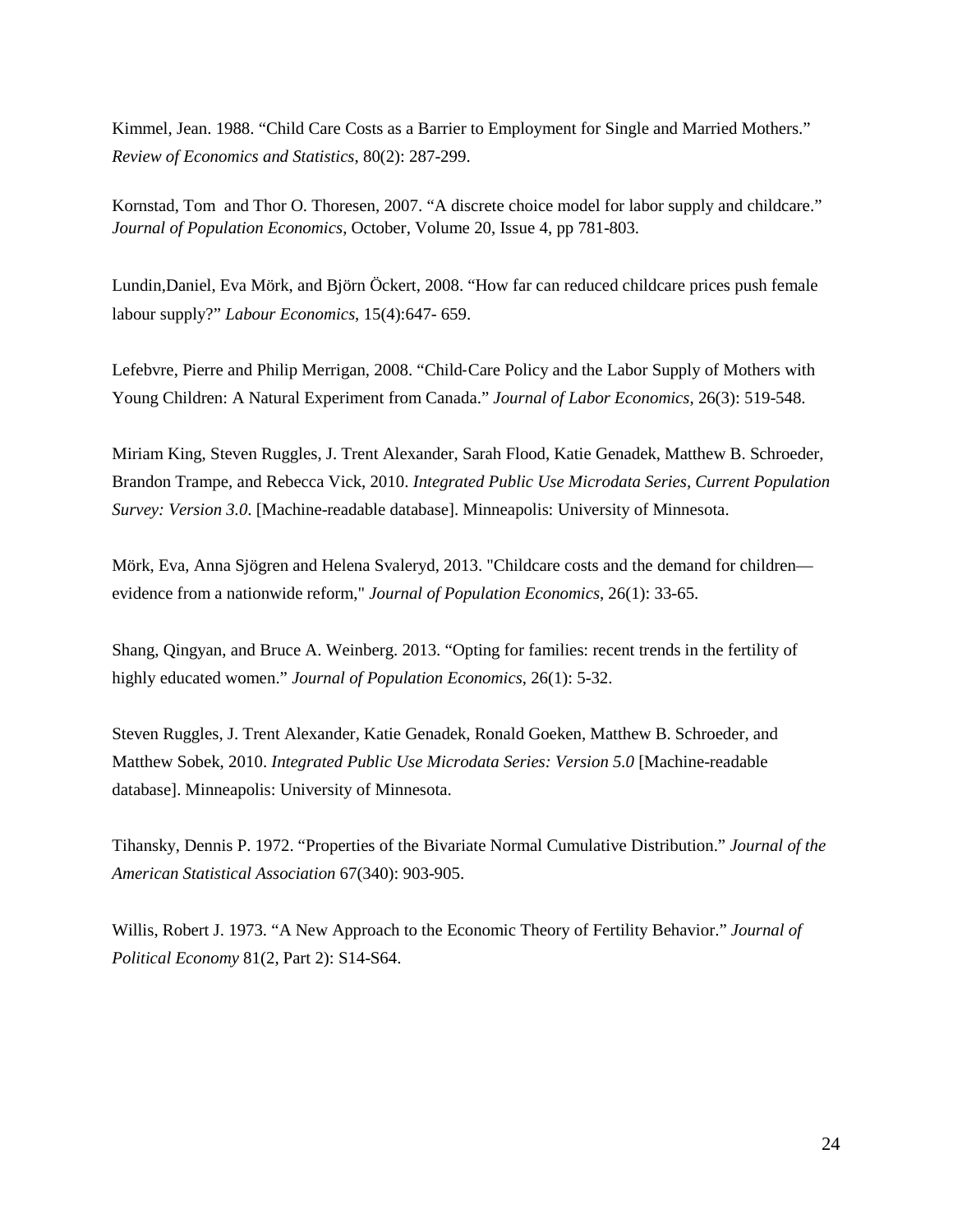Kimmel, Jean. 1988. “Child Care Costs as a Barrier to Employment for Single and Married Mothers.” *Review of Economics and Statistics*, 80(2): 287-299.

Kornstad, Tom and Thor O. Thoresen, 2007. “A discrete choice model for labor supply and childcare.” *Journal of Population Economics*, October, Volume 20, Issue 4, pp 781-803.

Lundin,Daniel, Eva Mörk, and Björn Öckert, 2008. “How far can reduced childcare prices push female labour supply?” *Labour Economics*, 15(4):647- 659.

Lefebvre, Pierre and Philip Merrigan, 2008. “Child-Care Policy and the Labor Supply of Mothers with Young Children: A Natural Experiment from Canada.” *Journal of Labor Economics*, 26(3): 519-548.

Miriam King, Steven Ruggles, J. Trent Alexander, Sarah Flood, Katie Genadek, Matthew B. Schroeder, Brandon Trampe, and Rebecca Vick, 2010. *Integrated Public Use Microdata Series, Current Population Survey: Version 3.0*. [Machine-readable database]. Minneapolis: University of Minnesota.

Mörk, Eva, Anna Sjögren and Helena Svaleryd, 2013. "Childcare costs and the demand for children—evidence from a nationwide reform," *Journal of Population Economics*, 26(1): 33-65.

Shang, Qingyan, and Bruce A. Weinberg. 2013. “Opting for families: recent trends in the fertility of highly educated women.” *Journal of Population Economics*, 26(1): 5-32.

Steven Ruggles, J. Trent Alexander, Katie Genadek, Ronald Goeken, Matthew B. Schroeder, and Matthew Sobek, 2010. *Integrated Public Use Microdata Series: Version 5.0* [Machine-readable database]. Minneapolis: University of Minnesota.

Tihansky, Dennis P. 1972. “Properties of the Bivariate Normal Cumulative Distribution.” *Journal of the American Statistical Association* 67(340): 903-905.

Willis, Robert J. 1973. “A New Approach to the Economic Theory of Fertility Behavior.” *Journal of Political Economy* 81(2, Part 2): S14-S64.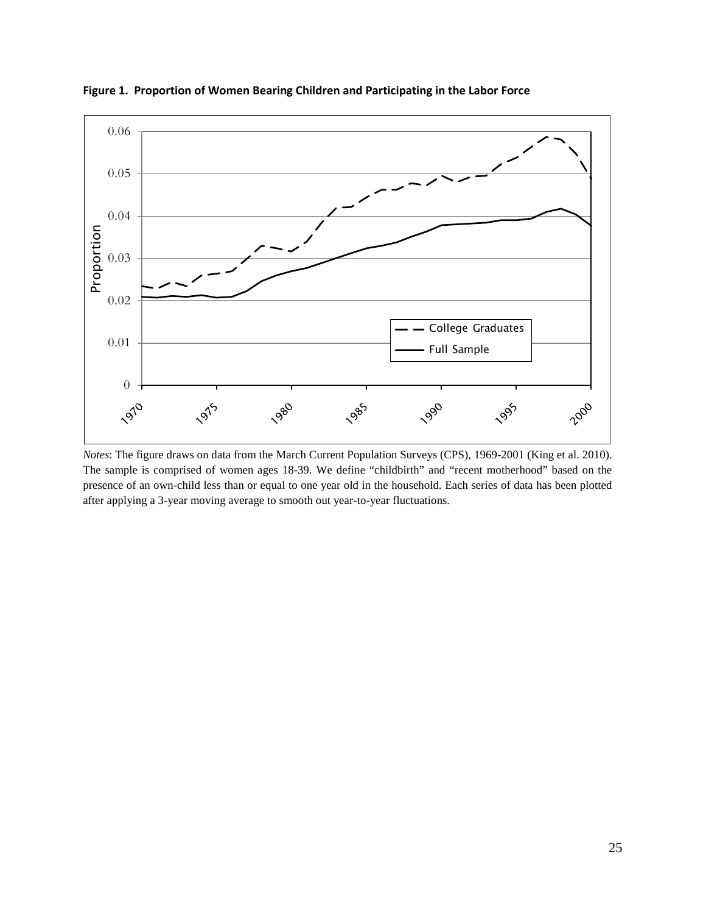**Figure 1. Proportion of Women Bearing Children and Participating in the Labor Force**

*Notes*: The figure draws on data from the March Current Population Surveys (CPS), 1969-2001 (King et al. 2010). The sample is comprised of women ages 18-39. We define "childbirth" and "recent motherhood" based on the presence of an own-child less than or equal to one year old in the household. Each series of data has been plotted after applying a 3-year moving average to smooth out year-to-year fluctuations.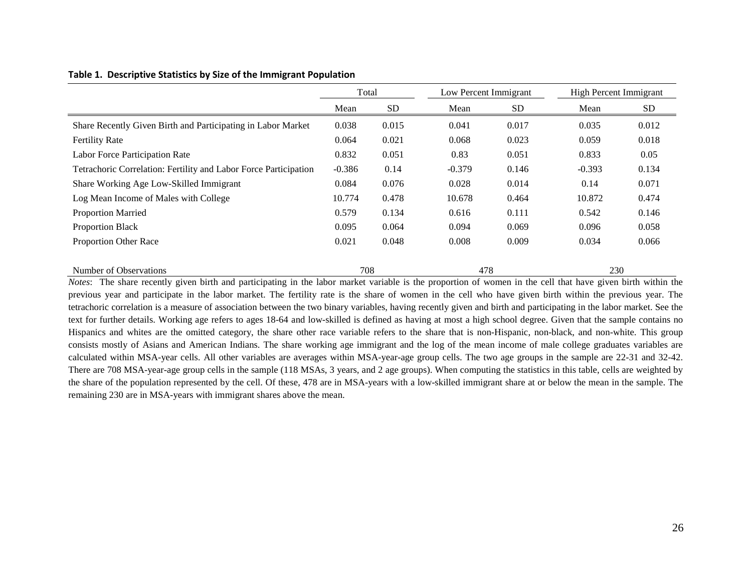**Table 1. Descriptive Statistics by Size of the Immigrant Population**

| | Total | | Low Percent Immigrant | | High Percent Immigrant | |
|---|---|---|---|---|---|---|
| | Mean | SD | Mean | SD | Mean | SD |
| Share Recently Given Birth and Participating in Labor Market | 0.038 | 0.015 | 0.041 | 0.017 | 0.035 | 0.012 |
| Fertility Rate | 0.064 | 0.021 | 0.068 | 0.023 | 0.059 | 0.018 |
| Labor Force Participation Rate | 0.832 | 0.051 | 0.83 | 0.051 | 0.833 | 0.05 |
| Tetrachoric Correlation: Fertility and Labor Force Participation | -0.386 | 0.14 | -0.379 | 0.146 | -0.393 | 0.134 |
| Share Working Age Low-Skilled Immigrant | 0.084 | 0.076 | 0.028 | 0.014 | 0.14 | 0.071 |
| Log Mean Income of Males with College | 10.774 | 0.478 | 10.678 | 0.464 | 10.872 | 0.474 |
| Proportion Married | 0.579 | 0.134 | 0.616 | 0.111 | 0.542 | 0.146 |
| Proportion Black | 0.095 | 0.064 | 0.094 | 0.069 | 0.096 | 0.058 |
| Proportion Other Race | 0.021 | 0.048 | 0.008 | 0.009 | 0.034 | 0.066 |
| Number of Observations | 708 | | 478 | | 230 | |

*Notes*: The share recently given birth and participating in the labor market variable is the proportion of women in the cell that have given birth within the previous year and participate in the labor market. The fertility rate is the share of women in the cell who have given birth within the previous year. The tetrachoric correlation is a measure of association between the two binary variables, having recently given and birth and participating in the labor market. See the text for further details. Working age refers to ages 18-64 and low-skilled is defined as having at most a high school degree. Given that the sample contains no Hispanics and whites are the omitted category, the share other race variable refers to the share that is non-Hispanic, non-black, and non-white. This group consists mostly of Asians and American Indians. The share working age immigrant and the log of the mean income of male college graduates variables are calculated within MSA-year cells. All other variables are averages within MSA-year-age group cells. The two age groups in the sample are 22-31 and 32-42. There are 708 MSA-year-age group cells in the sample (118 MSAs, 3 years, and 2 age groups). When computing the statistics in this table, cells are weighted by the share of the population represented by the cell. Of these, 478 are in MSA-years with a low-skilled immigrant share at or below the mean in the sample. The remaining 230 are in MSA-years with immigrant shares above the mean.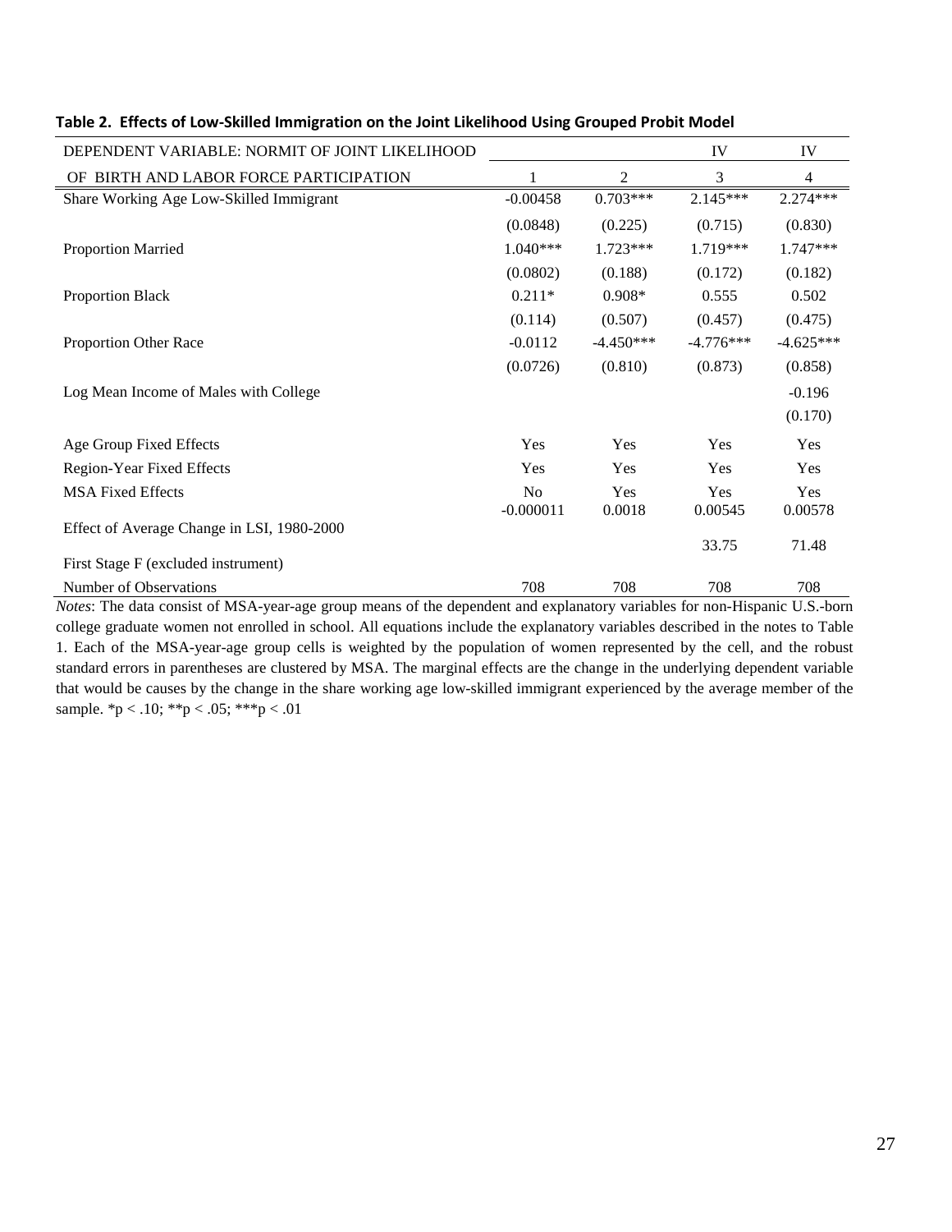**Table 2. Effects of Low-Skilled Immigration on the Joint Likelihood Using Grouped Probit Model**

| DEPENDENT VARIABLE: NORMIT OF JOINT LIKELIHOOD | | | IV | IV |
|---|---|---|---|---|
| OF BIRTH AND LABOR FORCE PARTICIPATION | 1 | 2 | 3 | 4 |
| Share Working Age Low-Skilled Immigrant | -0.00458 | 0.703*** | 2.145*** | 2.274*** |
| | (0.0848) | (0.225) | (0.715) | (0.830) |
| Proportion Married | 1.040*** | 1.723*** | 1.719*** | 1.747*** |
| | (0.0802) | (0.188) | (0.172) | (0.182) |
| Proportion Black | 0.211* | 0.908* | 0.555 | 0.502 |
| | (0.114) | (0.507) | (0.457) | (0.475) |
| Proportion Other Race | -0.0112 | -4.450*** | -4.776*** | -4.625*** |
| | (0.0726) | (0.810) | (0.873) | (0.858) |
| Log Mean Income of Males with College | | | | -0.196 |
| | | | | (0.170) |
| Age Group Fixed Effects | Yes | Yes | Yes | Yes |
| Region-Year Fixed Effects | Yes | Yes | Yes | Yes |
| MSA Fixed Effects | No | Yes | Yes | Yes |
| Effect of Average Change in LSI, 1980-2000 | -0.000011 | 0.0018 | 0.00545 | 0.00578 |
| First Stage F (excluded instrument) | | | 33.75 | 71.48 |
| Number of Observations | 708 | 708 | 708 | 708 |

*Notes*: The data consist of MSA-year-age group means of the dependent and explanatory variables for non-Hispanic U.S.-born college graduate women not enrolled in school. All equations include the explanatory variables described in the notes to Table 1. Each of the MSA-year-age group cells is weighted by the population of women represented by the cell, and the robust standard errors in parentheses are clustered by MSA. The marginal effects are the change in the underlying dependent variable that would be causes by the change in the share working age low-skilled immigrant experienced by the average member of the sample. *p < .10; **p < .05; ***p < .01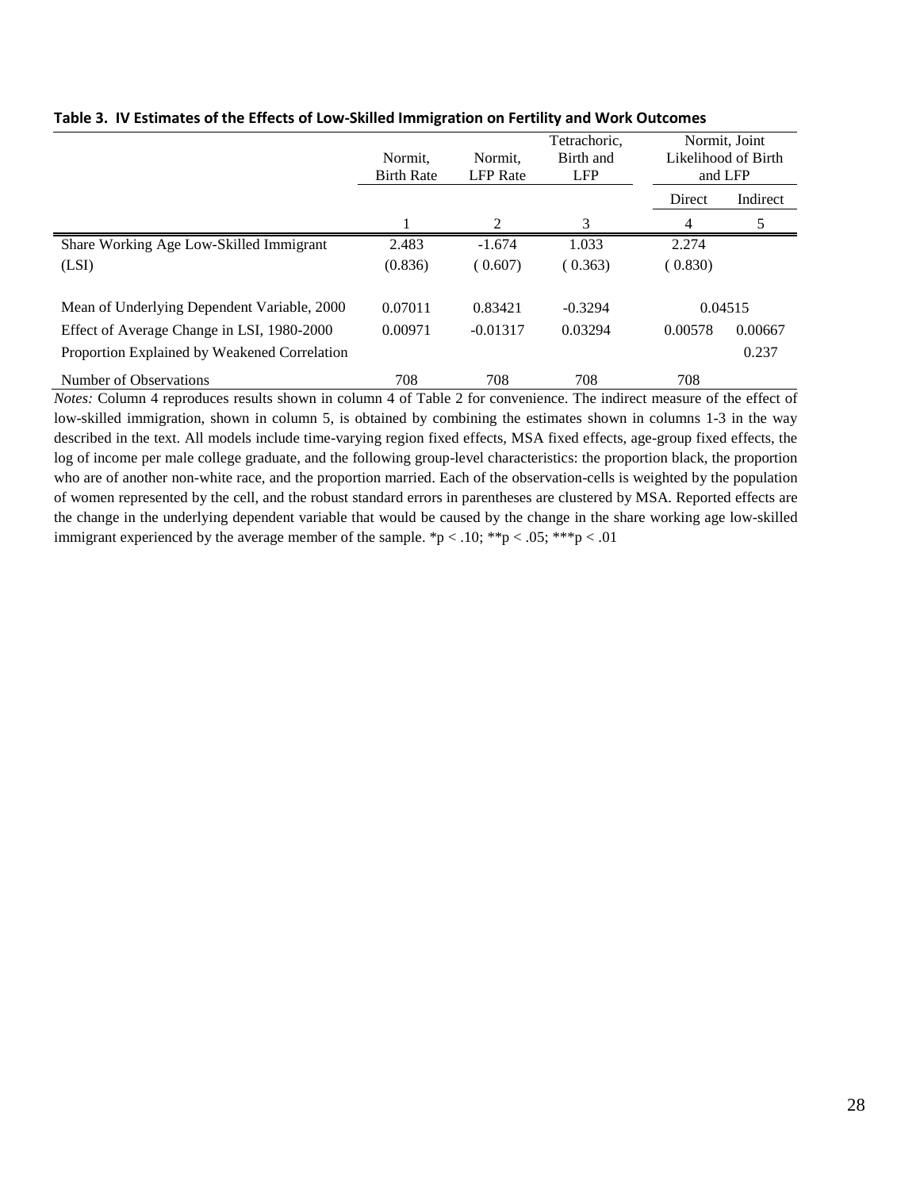**Table 3. IV Estimates of the Effects of Low-Skilled Immigration on Fertility and Work Outcomes**

| | Normit, Birth Rate | Normit, LFP Rate | Tetrachoric, Birth and LFP | Normit, Joint Likelihood of Birth and LFP | |
|---|---|---|---|---|---|
| | | | | Direct | Indirect |
| | 1 | 2 | 3 | 4 | 5 |
| Share Working Age Low-Skilled Immigrant | 2.483 | -1.674 | 1.033 | 2.274 | |
| (LSI) | (0.836) | ( 0.607) | ( 0.363) | ( 0.830) | |
| Mean of Underlying Dependent Variable, 2000 | 0.07011 | 0.83421 | -0.3294 | 0.04515 | |
| Effect of Average Change in LSI, 1980-2000 | 0.00971 | -0.01317 | 0.03294 | 0.00578 | 0.00667 |
| Proportion Explained by Weakened Correlation | | | | | 0.237 |
| Number of Observations | 708 | 708 | 708 | 708 | |

*Notes:* Column 4 reproduces results shown in column 4 of Table 2 for convenience. The indirect measure of the effect of low-skilled immigration, shown in column 5, is obtained by combining the estimates shown in columns 1-3 in the way described in the text. All models include time-varying region fixed effects, MSA fixed effects, age-group fixed effects, the log of income per male college graduate, and the following group-level characteristics: the proportion black, the proportion who are of another non-white race, and the proportion married. Each of the observation-cells is weighted by the population of women represented by the cell, and the robust standard errors in parentheses are clustered by MSA. Reported effects are the change in the underlying dependent variable that would be caused by the change in the share working age low-skilled immigrant experienced by the average member of the sample. *$p < .10$; **$p < .05$; ***$p < .01$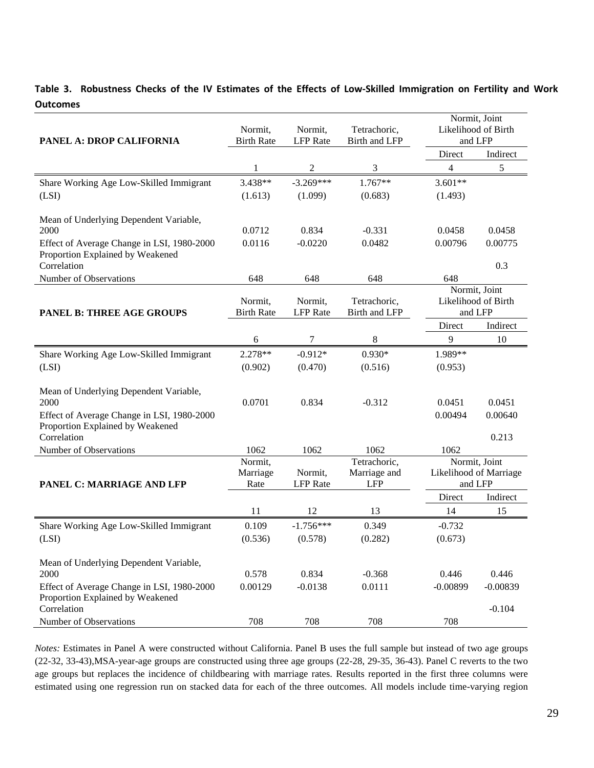**Table 3. Robustness Checks of the IV Estimates of the Effects of Low-Skilled Immigration on Fertility and Work Outcomes**

| PANEL A: DROP CALIFORNIA | Normit, Birth Rate | Normit, LFP Rate | Tetrachoric, Birth and LFP | Normit, Joint Likelihood of Birth and LFP | |
|---|---|---|---|---|---|
| | | | | Direct | Indirect |
| | 1 | 2 | 3 | 4 | 5 |
| Share Working Age Low-Skilled Immigrant | 3.438** | -3.269*** | 1.767** | 3.601** | |
| (LSI) | (1.613) | (1.099) | (0.683) | (1.493) | |
| Mean of Underlying Dependent Variable, 2000 | 0.0712 | 0.834 | -0.331 | 0.0458 | 0.0458 |
| Effect of Average Change in LSI, 1980-2000 | 0.0116 | -0.0220 | 0.0482 | 0.00796 | 0.00775 |
| Proportion Explained by Weakened Correlation | | | | | 0.3 |
| Number of Observations | 648 | 648 | 648 | 648 | |
| **PANEL B: THREE AGE GROUPS** | Normit, Birth Rate | Normit, LFP Rate | Tetrachoric, Birth and LFP | Normit, Joint Likelihood of Birth and LFP | |
| | | | | Direct | Indirect |
| | 6 | 7 | 8 | 9 | 10 |
| Share Working Age Low-Skilled Immigrant | 2.278** | -0.912* | 0.930* | 1.989** | |
| (LSI) | (0.902) | (0.470) | (0.516) | (0.953) | |
| Mean of Underlying Dependent Variable, 2000 | 0.0701 | 0.834 | -0.312 | 0.0451 | 0.0451 |
| Effect of Average Change in LSI, 1980-2000 | | | | 0.00494 | 0.00640 |
| Proportion Explained by Weakened Correlation | | | | | 0.213 |
| Number of Observations | 1062 | 1062 | 1062 | 1062 | |
| **PANEL C: MARRIAGE AND LFP** | Normit, Marriage Rate | Normit, LFP Rate | Tetrachoric, Marriage and LFP | Normit, Joint Likelihood of Marriage and LFP | |
| | | | | Direct | Indirect |
| | 11 | 12 | 13 | 14 | 15 |
| Share Working Age Low-Skilled Immigrant | 0.109 | -1.756*** | 0.349 | -0.732 | |
| (LSI) | (0.536) | (0.578) | (0.282) | (0.673) | |
| Mean of Underlying Dependent Variable, 2000 | 0.578 | 0.834 | -0.368 | 0.446 | 0.446 |
| Effect of Average Change in LSI, 1980-2000 | 0.00129 | -0.0138 | 0.0111 | -0.00899 | -0.00839 |
| Proportion Explained by Weakened Correlation | | | | | -0.104 |
| Number of Observations | 708 | 708 | 708 | 708 | |

*Notes:* Estimates in Panel A were constructed without California. Panel B uses the full sample but instead of two age groups (22-32, 33-43),MSA-year-age groups are constructed using three age groups (22-28, 29-35, 36-43). Panel C reverts to the two age groups but replaces the incidence of childbearing with marriage rates. Results reported in the first three columns were estimated using one regression run on stacked data for each of the three outcomes. All models include time-varying region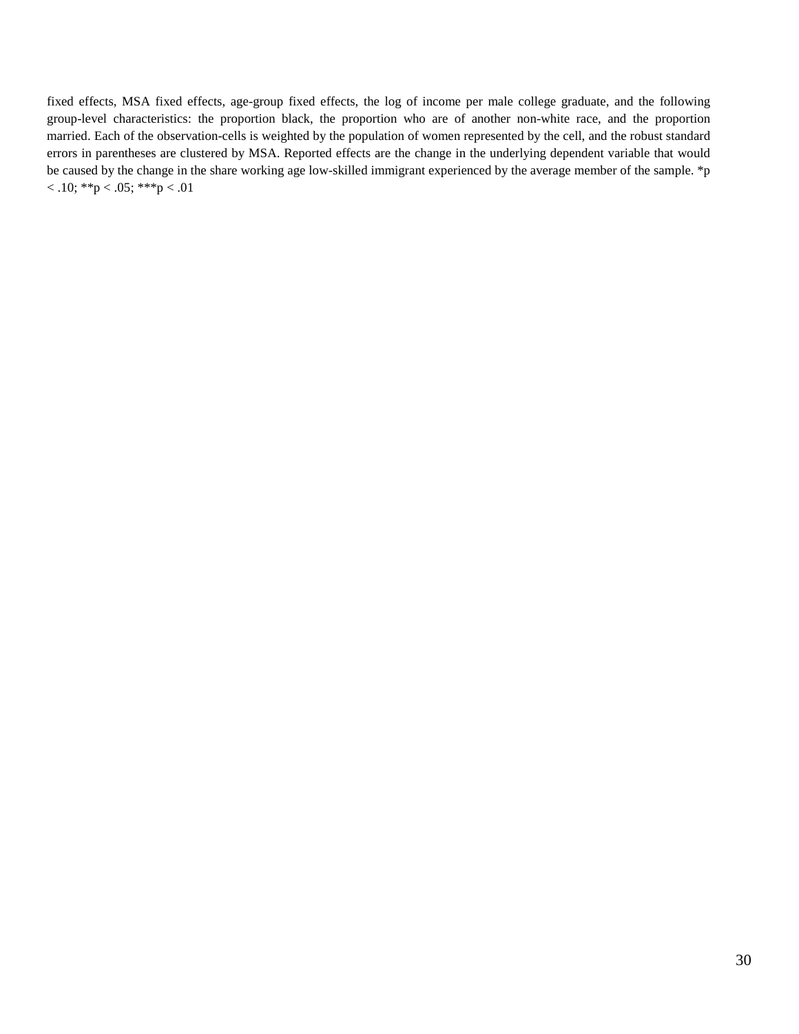fixed effects, MSA fixed effects, age-group fixed effects, the log of income per male college graduate, and the following group-level characteristics: the proportion black, the proportion who are of another non-white race, and the proportion married. Each of the observation-cells is weighted by the population of women represented by the cell, and the robust standard errors in parentheses are clustered by MSA. Reported effects are the change in the underlying dependent variable that would be caused by the change in the share working age low-skilled immigrant experienced by the average member of the sample. *p < .10; **p < .05; ***p < .01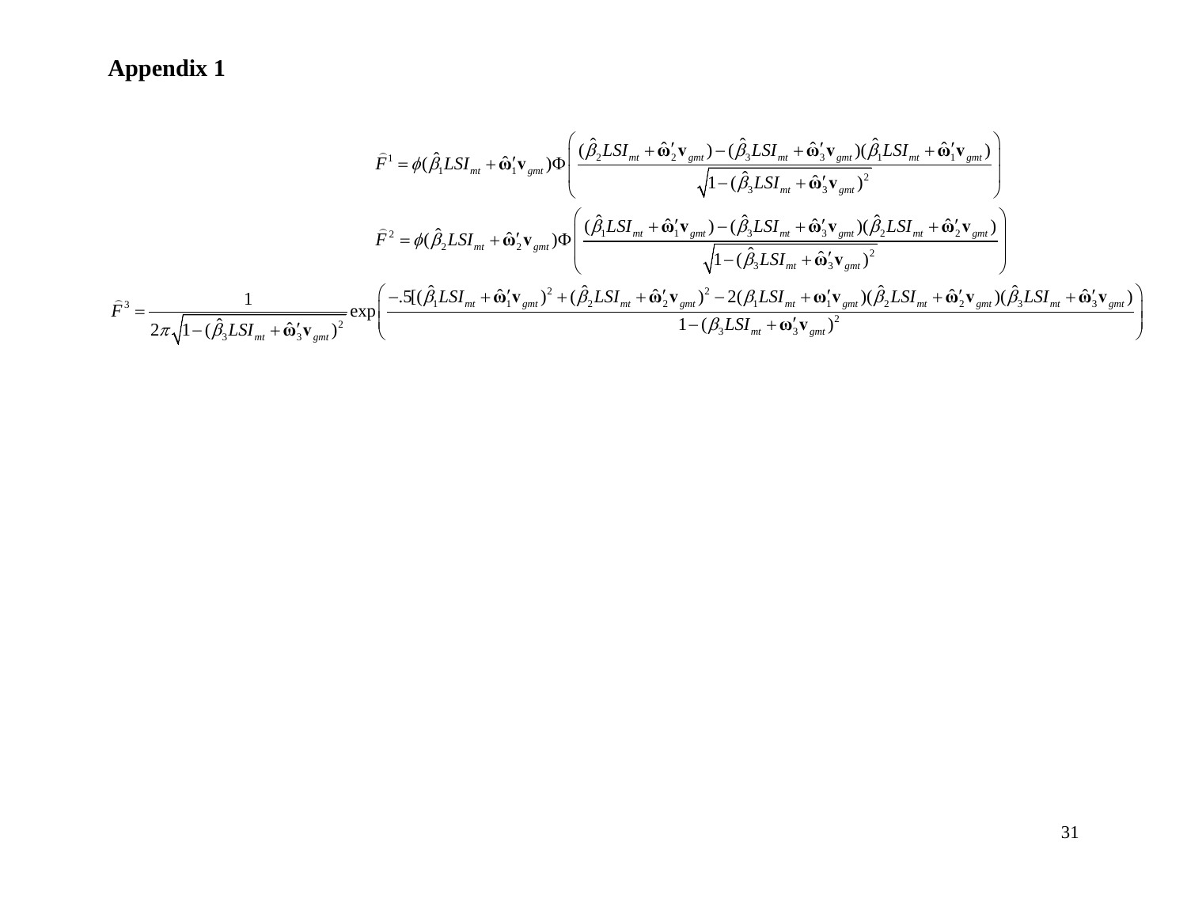**Appendix 1**

$$\widehat{F}^1 = \phi(\hat{\beta}_1 LSI_{mt} + \hat{\boldsymbol{\omega}}_1' \mathbf{v}_{gmt})\Phi\left( \frac{(\hat{\beta}_2 LSI_{mt} + \hat{\boldsymbol{\omega}}_2' \mathbf{v}_{gmt}) - (\hat{\beta}_3 LSI_{mt} + \hat{\boldsymbol{\omega}}_3' \mathbf{v}_{gmt})(\hat{\beta}_1 LSI_{mt} + \hat{\boldsymbol{\omega}}_1' \mathbf{v}_{gmt})}{\sqrt{1-(\hat{\beta}_3 LSI_{mt} + \hat{\boldsymbol{\omega}}_3' \mathbf{v}_{gmt})^2}} \right)$$

$$\widehat{F}^2 = \phi(\hat{\beta}_2 LSI_{mt} + \hat{\boldsymbol{\omega}}_2' \mathbf{v}_{gmt})\Phi\left( \frac{(\hat{\beta}_1 LSI_{mt} + \hat{\boldsymbol{\omega}}_1' \mathbf{v}_{gmt}) - (\hat{\beta}_3 LSI_{mt} + \hat{\boldsymbol{\omega}}_3' \mathbf{v}_{gmt})(\hat{\beta}_2 LSI_{mt} + \hat{\boldsymbol{\omega}}_2' \mathbf{v}_{gmt})}{\sqrt{1-(\hat{\beta}_3 LSI_{mt} + \hat{\boldsymbol{\omega}}_3' \mathbf{v}_{gmt})^2}} \right)$$

$$\widehat{F}^3 = \frac{1}{2\pi\sqrt{1-(\hat{\beta}_3 LSI_{mt} + \hat{\boldsymbol{\omega}}_3' \mathbf{v}_{gmt})^2}} \exp\left( \frac{-.5[(\hat{\beta}_1 LSI_{mt} + \hat{\boldsymbol{\omega}}_1' \mathbf{v}_{gmt})^2 + (\hat{\beta}_2 LSI_{mt} + \hat{\boldsymbol{\omega}}_2' \mathbf{v}_{gmt})^2 - 2(\beta_1 LSI_{mt} + \boldsymbol{\omega}_1' \mathbf{v}_{gmt})(\hat{\beta}_2 LSI_{mt} + \hat{\boldsymbol{\omega}}_2' \mathbf{v}_{gmt})(\hat{\beta}_3 LSI_{mt} + \hat{\boldsymbol{\omega}}_3' \mathbf{v}_{gmt})}{1-(\beta_3 LSI_{mt} + \boldsymbol{\omega}_3' \mathbf{v}_{gmt})^2} \right)$$